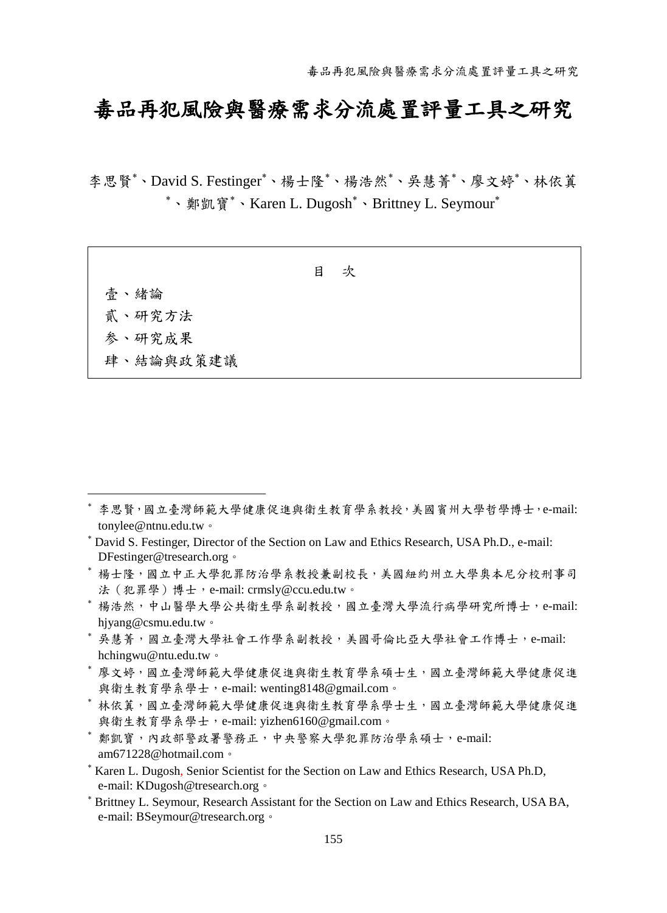# 毒品再犯風險與醫療需求分流處置評量工具之研究

李思賢*、David S. Festinger*、楊士隆*、楊浩然*、吳慧菁*、廖文婷*、林依蓁*、鄭凱寶*、Karen L. Dugosh*、Brittney L. Seymour*

目　次

壹、緒論

貳、研究方法

參、研究成果

肆、結論與政策建議

---

* 李思賢，國立臺灣師範大學健康促進與衛生教育學系教授，美國賓州大學哲學博士，e-mail: tonylee@ntnu.edu.tw。
* David S. Festinger, Director of the Section on Law and Ethics Research, USA Ph.D., e-mail: DFestinger@tresearch.org。
* 楊士隆，國立中正大學犯罪防治學系教授兼副校長，美國紐約州立大學奧本尼分校刑事司法（犯罪學）博士，e-mail: crmsly@ccu.edu.tw。
* 楊浩然，中山醫學大學公共衛生學系副教授，國立臺灣大學流行病學研究所博士，e-mail: hjyang@csmu.edu.tw。
* 吳慧菁，國立臺灣大學社會工作學系副教授，美國哥倫比亞大學社會工作博士，e-mail: hchingwu@ntu.edu.tw。
* 廖文婷，國立臺灣師範大學健康促進與衛生教育學系碩士生，國立臺灣師範大學健康促進與衛生教育學系學士，e-mail: wenting8148@gmail.com。
* 林依蓁，國立臺灣師範大學健康促進與衛生教育學系學士生，國立臺灣師範大學健康促進與衛生教育學系學士，e-mail: yizhen6160@gmail.com。
* 鄭凱寶，內政部警政署警務正，中央警察大學犯罪防治學系碩士，e-mail: am671228@hotmail.com。
* Karen L. Dugosh, Senior Scientist for the Section on Law and Ethics Research, USA Ph.D, e-mail: KDugosh@tresearch.org。
* Brittney L. Seymour, Research Assistant for the Section on Law and Ethics Research, USA BA, e-mail: BSeymour@tresearch.org。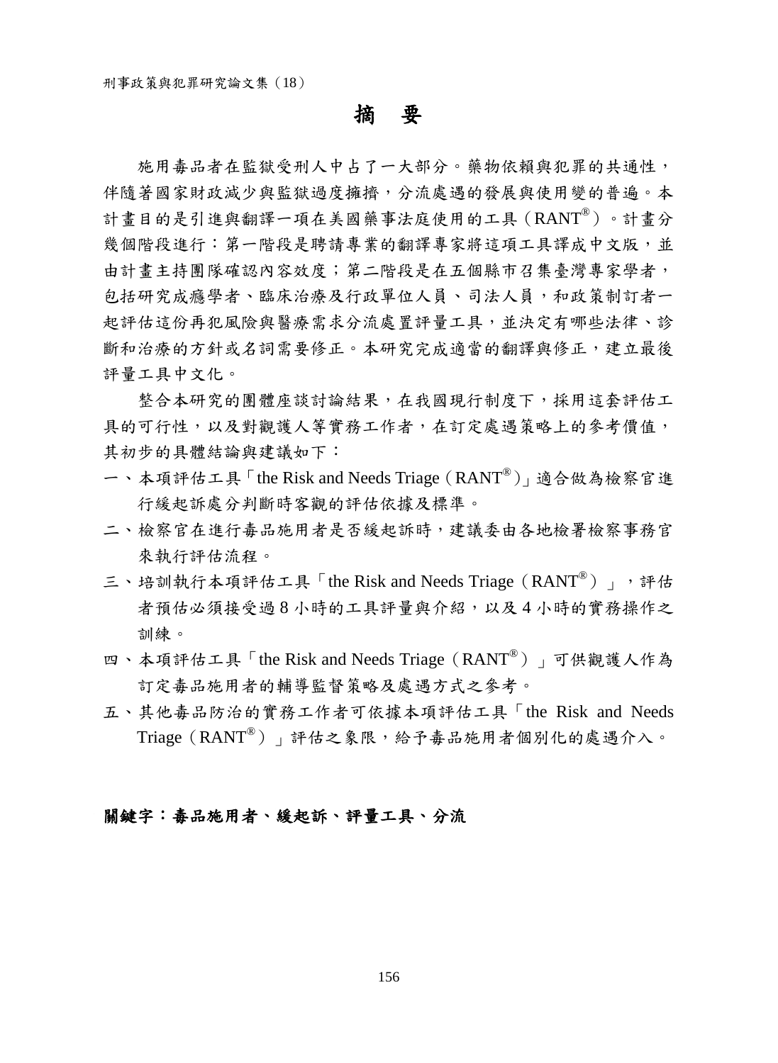# 摘　要

施用毒品者在監獄受刑人中占了一大部分。藥物依賴與犯罪的共通性，伴隨著國家財政減少與監獄過度擁擠，分流處遇的發展與使用變的普遍。本計畫目的是引進與翻譯一項在美國藥事法庭使用的工具（RANT®）。計畫分幾個階段進行：第一階段是聘請專業的翻譯專家將這項工具譯成中文版，並由計畫主持團隊確認內容效度；第二階段是在五個縣市召集臺灣專家學者，包括研究成癮學者、臨床治療及行政單位人員、司法人員，和政策制訂者一起評估這份再犯風險與醫療需求分流處置評量工具，並決定有哪些法律、診斷和治療的方針或名詞需要修正。本研究完成適當的翻譯與修正，建立最後評量工具中文化。

整合本研究的團體座談討論結果，在我國現行制度下，採用這套評估工具的可行性，以及對觀護人等實務工作者，在訂定處遇策略上的參考價值，其初步的具體結論與建議如下：

一、本項評估工具「the Risk and Needs Triage（RANT®）」適合做為檢察官進行緩起訴處分判斷時客觀的評估依據及標準。

二、檢察官在進行毒品施用者是否緩起訴時，建議委由各地檢署檢察事務官來執行評估流程。

三、培訓執行本項評估工具「the Risk and Needs Triage（RANT®）」，評估者預估必須接受過 8 小時的工具評量與介紹，以及 4 小時的實務操作之訓練。

四、本項評估工具「the Risk and Needs Triage（RANT®）」可供觀護人作為訂定毒品施用者的輔導監督策略及處遇方式之參考。

五、其他毒品防治的實務工作者可依據本項評估工具「the Risk and Needs Triage（RANT®）」評估之象限，給予毒品施用者個別化的處遇介入。

**關鍵字：毒品施用者、緩起訴、評量工具、分流**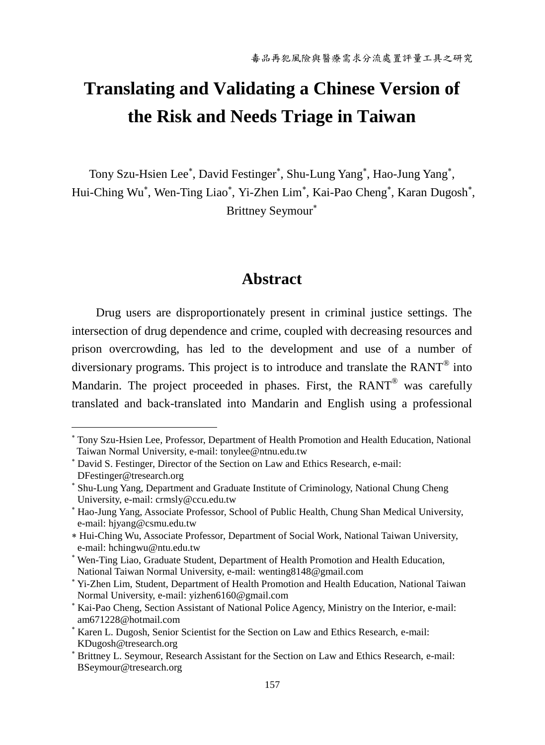# Translating and Validating a Chinese Version of the Risk and Needs Triage in Taiwan

Tony Szu-Hsien Lee*, David Festinger*, Shu-Lung Yang*, Hao-Jung Yang*, Hui-Ching Wu*, Wen-Ting Liao*, Yi-Zhen Lim*, Kai-Pao Cheng*, Karan Dugosh*, Brittney Seymour*

## Abstract

Drug users are disproportionately present in criminal justice settings. The intersection of drug dependence and crime, coupled with decreasing resources and prison overcrowding, has led to the development and use of a number of diversionary programs. This project is to introduce and translate the RANT® into Mandarin. The project proceeded in phases. First, the RANT® was carefully translated and back-translated into Mandarin and English using a professional

---

* Tony Szu-Hsien Lee, Professor, Department of Health Promotion and Health Education, National Taiwan Normal University, e-mail: tonylee@ntnu.edu.tw
* David S. Festinger, Director of the Section on Law and Ethics Research, e-mail: DFestinger@tresearch.org
* Shu-Lung Yang, Department and Graduate Institute of Criminology, National Chung Cheng University, e-mail: crmsly@ccu.edu.tw
* Hao-Jung Yang, Associate Professor, School of Public Health, Chung Shan Medical University, e-mail: hjyang@csmu.edu.tw
* Hui-Ching Wu, Associate Professor, Department of Social Work, National Taiwan University, e-mail: hchingwu@ntu.edu.tw
* Wen-Ting Liao, Graduate Student, Department of Health Promotion and Health Education, National Taiwan Normal University, e-mail: wenting8148@gmail.com
* Yi-Zhen Lim, Student, Department of Health Promotion and Health Education, National Taiwan Normal University, e-mail: yizhen6160@gmail.com
* Kai-Pao Cheng, Section Assistant of National Police Agency, Ministry on the Interior, e-mail: am671228@hotmail.com
* Karen L. Dugosh, Senior Scientist for the Section on Law and Ethics Research, e-mail: KDugosh@tresearch.org
* Brittney L. Seymour, Research Assistant for the Section on Law and Ethics Research, e-mail: BSeymour@tresearch.org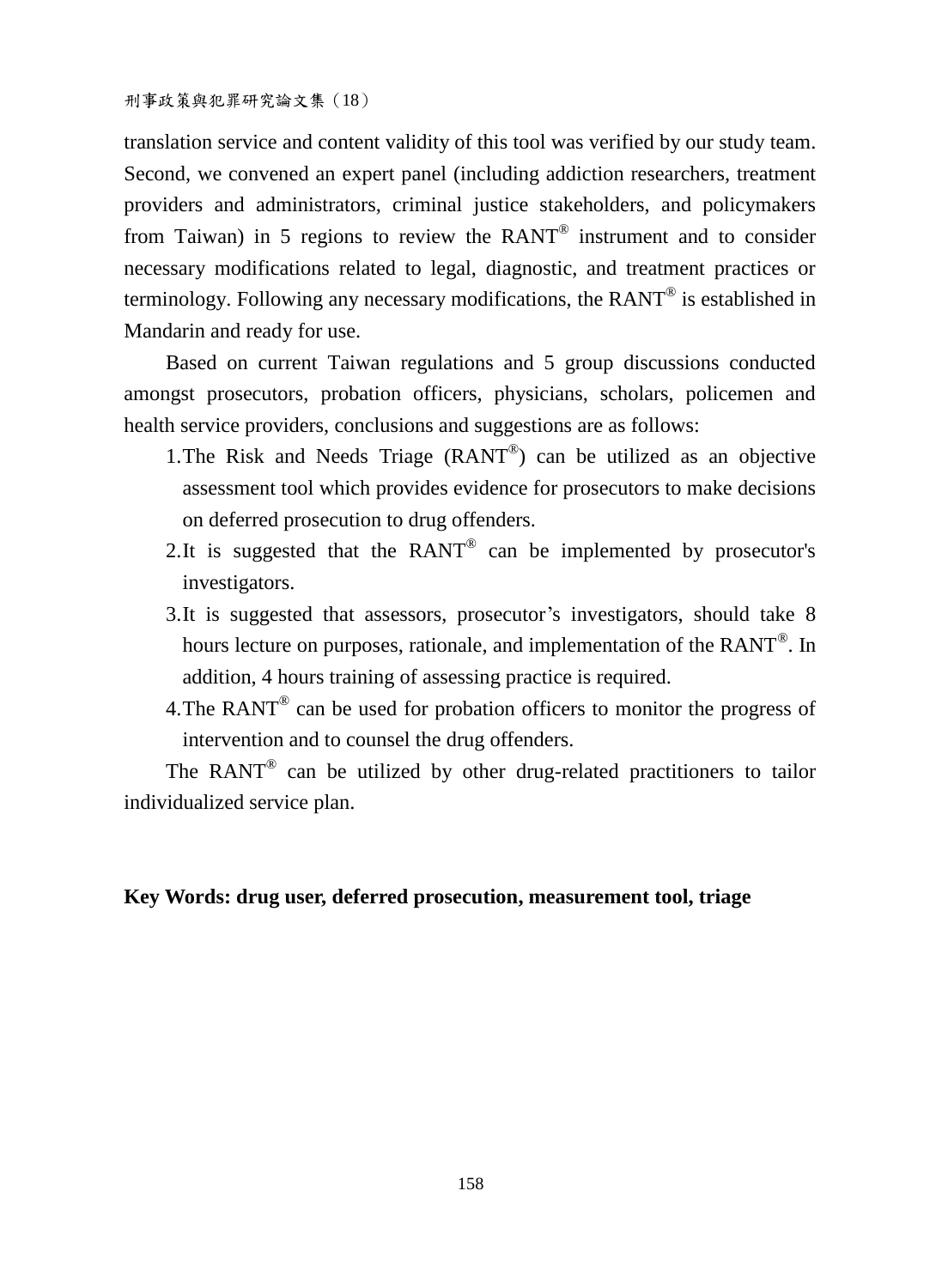translation service and content validity of this tool was verified by our study team. Second, we convened an expert panel (including addiction researchers, treatment providers and administrators, criminal justice stakeholders, and policymakers from Taiwan) in 5 regions to review the RANT® instrument and to consider necessary modifications related to legal, diagnostic, and treatment practices or terminology. Following any necessary modifications, the RANT® is established in Mandarin and ready for use.

Based on current Taiwan regulations and 5 group discussions conducted amongst prosecutors, probation officers, physicians, scholars, policemen and health service providers, conclusions and suggestions are as follows:

1. The Risk and Needs Triage (RANT®) can be utilized as an objective assessment tool which provides evidence for prosecutors to make decisions on deferred prosecution to drug offenders.
2. It is suggested that the RANT® can be implemented by prosecutor's investigators.
3. It is suggested that assessors, prosecutor’s investigators, should take 8 hours lecture on purposes, rationale, and implementation of the RANT®. In addition, 4 hours training of assessing practice is required.
4. The RANT® can be used for probation officers to monitor the progress of intervention and to counsel the drug offenders.

The RANT® can be utilized by other drug-related practitioners to tailor individualized service plan.

**Key Words: drug user, deferred prosecution, measurement tool, triage**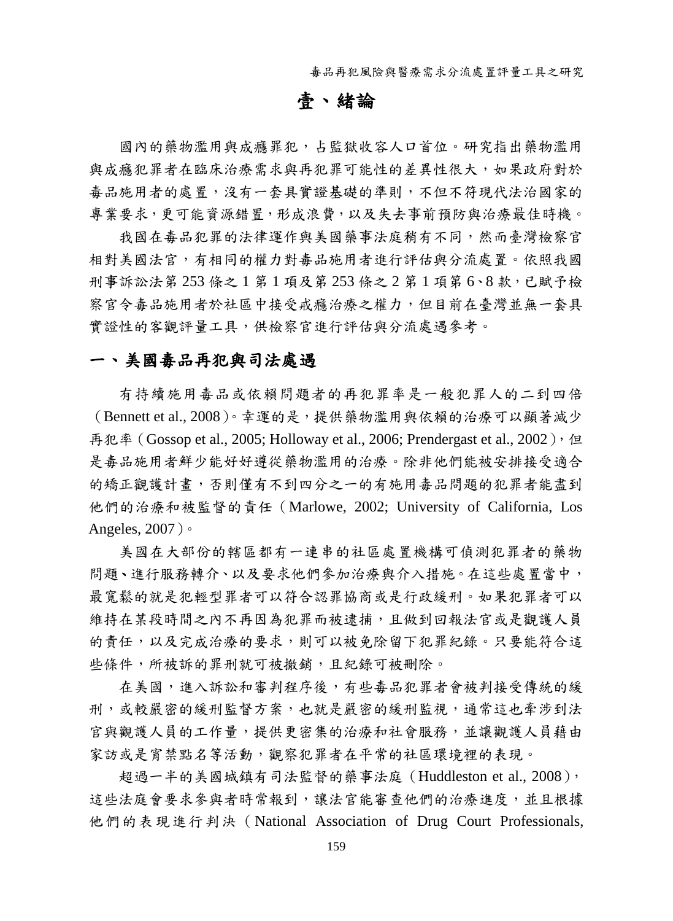# 壹、緒論

國內的藥物濫用與成癮罪犯，占監獄收容人口首位。研究指出藥物濫用與成癮犯罪者在臨床治療需求與再犯罪可能性的差異性很大，如果政府對於毒品施用者的處置，沒有一套具實證基礎的準則，不但不符現代法治國家的專業要求，更可能資源錯置，形成浪費，以及失去事前預防與治療最佳時機。

我國在毒品犯罪的法律運作與美國藥事法庭稍有不同，然而臺灣檢察官相對美國法官，有相同的權力對毒品施用者進行評估與分流處置。依照我國刑事訴訟法第 253 條之 1 第 1 項及第 253 條之 2 第 1 項第 6、8 款，已賦予檢察官令毒品施用者於社區中接受戒癮治療之權力，但目前在臺灣並無一套具實證性的客觀評量工具，供檢察官進行評估與分流處遇參考。

## 一、美國毒品再犯與司法處遇

有持續施用毒品或依賴問題者的再犯罪率是一般犯罪人的二到四倍（Bennett et al., 2008）。幸運的是，提供藥物濫用與依賴的治療可以顯著減少再犯率（Gossop et al., 2005; Holloway et al., 2006; Prendergast et al., 2002），但是毒品施用者鮮少能好好遵從藥物濫用的治療。除非他們能被安排接受適合的矯正觀護計畫，否則僅有不到四分之一的有施用毒品問題的犯罪者能盡到他們的治療和被監督的責任（Marlowe, 2002; University of California, Los Angeles, 2007）。

美國在大部份的轄區都有一連串的社區處置機構可偵測犯罪者的藥物問題、進行服務轉介、以及要求他們參加治療與介入措施。在這些處置當中，最寬鬆的就是犯輕型罪者可以符合認罪協商或是行政緩刑。如果犯罪者可以維持在某段時間之內不再因為犯罪而被逮捕，且做到回報法官或是觀護人員的責任，以及完成治療的要求，則可以被免除留下犯罪紀錄。只要能符合這些條件，所被訴的罪刑就可被撤銷，且紀錄可被刪除。

在美國，進入訴訟和審判程序後，有些毒品犯罪者會被判接受傳統的緩刑，或較嚴密的緩刑監督方案，也就是嚴密的緩刑監視，通常這也牽涉到法官與觀護人員的工作量，提供更密集的治療和社會服務，並讓觀護人員藉由家訪或是宵禁點名等活動，觀察犯罪者在平常的社區環境裡的表現。

超過一半的美國城鎮有司法監督的藥事法庭（Huddleston et al., 2008），這些法庭會要求參與者時常報到，讓法官能審查他們的治療進度，並且根據他們的表現進行判決（National Association of Drug Court Professionals,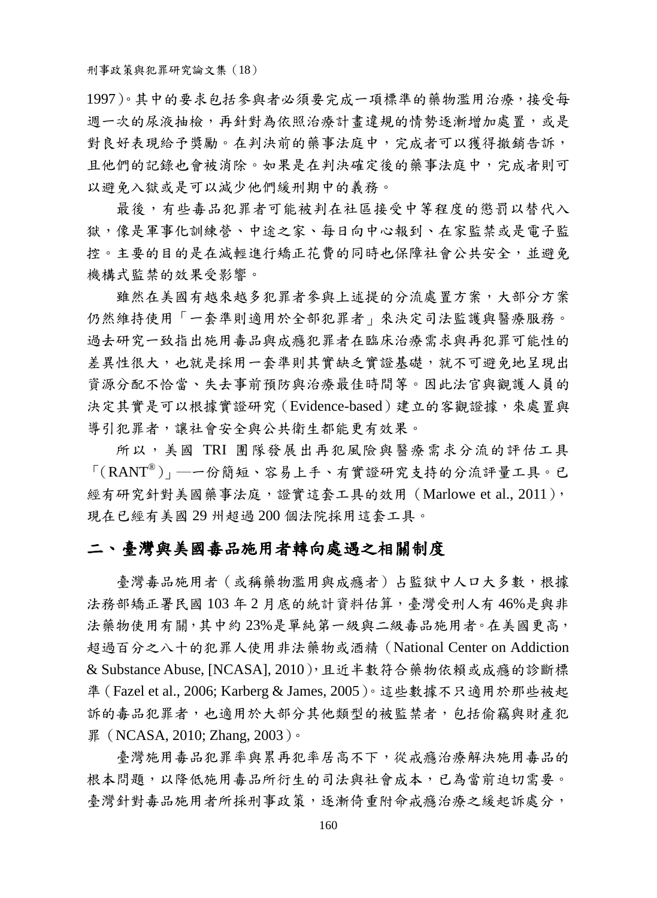1997)。其中的要求包括參與者必須要完成一項標準的藥物濫用治療，接受每週一次的尿液抽檢，再針對為依照治療計畫違規的情勢逐漸增加處置，或是對良好表現給予獎勵。在判決前的藥事法庭中，完成者可以獲得撤銷告訴，且他們的記錄也會被消除。如果是在判決確定後的藥事法庭中，完成者則可以避免入獄或是可以減少他們緩刑期中的義務。

最後，有些毒品犯罪者可能被判在社區接受中等程度的懲罰以替代入獄，像是軍事化訓練營、中途之家、每日向中心報到、在家監禁或是電子監控。主要的目的是在減輕進行矯正花費的同時也保障社會公共安全，並避免機構式監禁的效果受影響。

雖然在美國有越來越多犯罪者參與上述提的分流處置方案，大部分方案仍然維持使用「一套準則適用於全部犯罪者」來決定司法監護與醫療服務。過去研究一致指出施用毒品與成癮犯罪者在臨床治療需求與再犯罪可能性的差異性很大，也就是採用一套準則其實缺乏實證基礎，就不可避免地呈現出資源分配不恰當、失去事前預防與治療最佳時間等。因此法官與觀護人員的決定其實是可以根據實證研究（Evidence-based）建立的客觀證據，來處置與導引犯罪者，讓社會安全與公共衛生都能更有效果。

所以，美國 TRI 團隊發展出再犯風險與醫療需求分流的評估工具「(RANT®)」—一份簡短、容易上手、有實證研究支持的分流評量工具。已經有研究針對美國藥事法庭，證實這套工具的效用（Marlowe et al., 2011），現在已經有美國 29 州超過 200 個法院採用這套工具。

## 二、臺灣與美國毒品施用者轉向處遇之相關制度

臺灣毒品施用者（或稱藥物濫用與成癮者）占監獄中人口大多數，根據法務部矯正署民國 103 年 2 月底的統計資料估算，臺灣受刑人有 46%是與非法藥物使用有關，其中約 23%是單純第一級與二級毒品施用者。在美國更高，超過百分之八十的犯罪人使用非法藥物或酒精（National Center on Addiction & Substance Abuse, [NCASA], 2010），且近半數符合藥物依賴或成癮的診斷標準（Fazel et al., 2006; Karberg & James, 2005）。這些數據不只適用於那些被起訴的毒品犯罪者，也適用於大部分其他類型的被監禁者，包括偷竊與財產犯罪（NCASA, 2010; Zhang, 2003）。

臺灣施用毒品犯罪率與累再犯率居高不下，從戒癮治療解決施用毒品的根本問題，以降低施用毒品所衍生的司法與社會成本，已為當前迫切需要。臺灣針對毒品施用者所採刑事政策，逐漸倚重附命戒癮治療之緩起訴處分，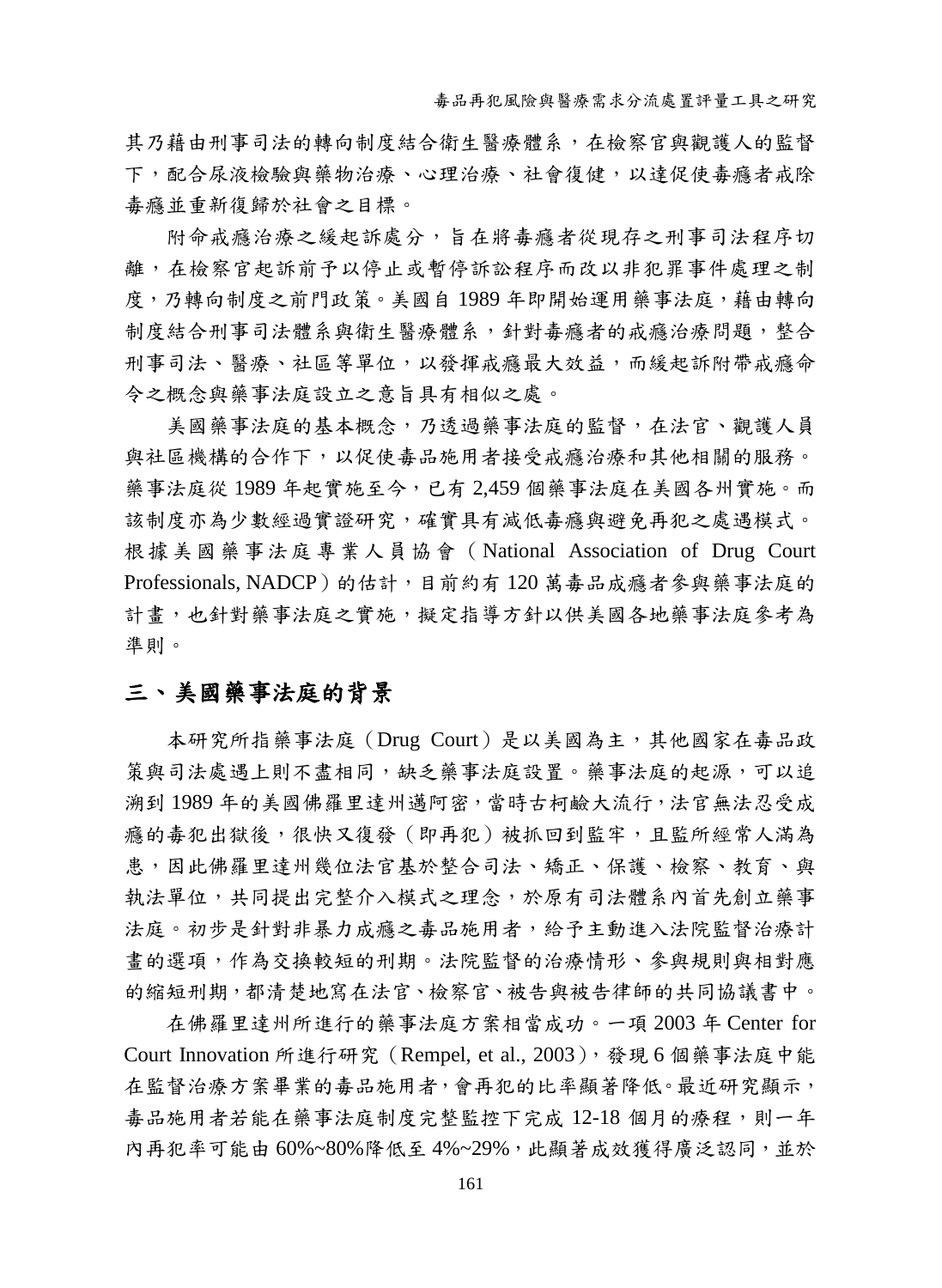其乃藉由刑事司法的轉向制度結合衛生醫療體系，在檢察官與觀護人的監督下，配合尿液檢驗與藥物治療、心理治療、社會復健，以達促使毒癮者戒除毒癮並重新復歸於社會之目標。

附命戒癮治療之緩起訴處分，旨在將毒癮者從現存之刑事司法程序切離，在檢察官起訴前予以停止或暫停訴訟程序而改以非犯罪事件處理之制度，乃轉向制度之前門政策。美國自 1989 年即開始運用藥事法庭，藉由轉向制度結合刑事司法體系與衛生醫療體系，針對毒癮者的戒癮治療問題，整合刑事司法、醫療、社區等單位，以發揮戒癮最大效益，而緩起訴附帶戒癮命令之概念與藥事法庭設立之意旨具有相似之處。

美國藥事法庭的基本概念，乃透過藥事法庭的監督，在法官、觀護人員與社區機構的合作下，以促使毒品施用者接受戒癮治療和其他相關的服務。藥事法庭從 1989 年起實施至今，已有 2,459 個藥事法庭在美國各州實施。而該制度亦為少數經過實證研究，確實具有減低毒癮與避免再犯之處遇模式。根據美國藥事法庭專業人員協會（National Association of Drug Court Professionals, NADCP）的估計，目前約有 120 萬毒品成癮者參與藥事法庭的計畫，也針對藥事法庭之實施，擬定指導方針以供美國各地藥事法庭參考為準則。

## 三、美國藥事法庭的背景

本研究所指藥事法庭（Drug Court）是以美國為主，其他國家在毒品政策與司法處遇上則不盡相同，缺乏藥事法庭設置。藥事法庭的起源，可以追溯到 1989 年的美國佛羅里達州邁阿密，當時古柯鹼大流行，法官無法忍受成癮的毒犯出獄後，很快又復發（即再犯）被抓回到監牢，且監所經常人滿為患，因此佛羅里達州幾位法官基於整合司法、矯正、保護、檢察、教育、與執法單位，共同提出完整介入模式之理念，於原有司法體系內首先創立藥事法庭。初步是針對非暴力成癮之毒品施用者，給予主動進入法院監督治療計畫的選項，作為交換較短的刑期。法院監督的治療情形、參與規則與相對應的縮短刑期，都清楚地寫在法官、檢察官、被告與被告律師的共同協議書中。

在佛羅里達州所進行的藥事法庭方案相當成功。一項 2003 年 Center for Court Innovation 所進行研究（Rempel, et al., 2003），發現 6 個藥事法庭中能在監督治療方案畢業的毒品施用者，會再犯的比率顯著降低。最近研究顯示，毒品施用者若能在藥事法庭制度完整監控下完成 12-18 個月的療程，則一年內再犯率可能由 60%~80%降低至 4%~29%，此顯著成效獲得廣泛認同，並於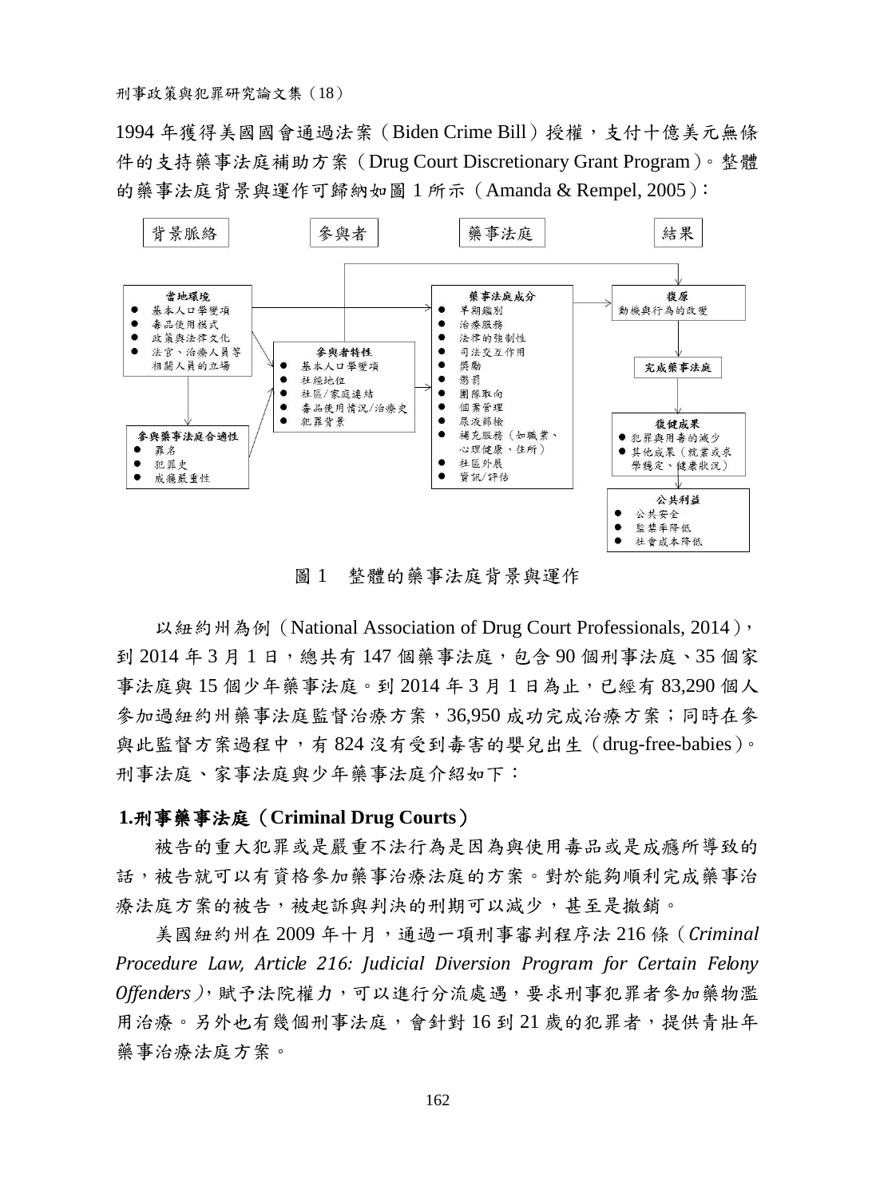1994 年獲得美國國會通過法案（Biden Crime Bill）授權，支付十億美元無條件的支持藥事法庭補助方案（Drug Court Discretionary Grant Program）。整體的藥事法庭背景與運作可歸納如圖 1 所示（Amanda & Rempel, 2005）：

背景脈絡 | 參與者 | 藥事法庭 | 結果

**當地環境**
- 基本人口學變項
- 毒品使用模式
- 政策與法律文化
- 法官、治療人員等相關人員的立場

**參與藥事法庭合適性**
- 罪名
- 犯罪史
- 成癮嚴重性

**參與者特性**
- 基本人口學變項
- 社經地位
- 社區/家庭連結
- 毒品使用情況/治療史
- 犯罪背景

**藥事法庭成分**
- 早期鑑別
- 治療服務
- 法律的強制性
- 司法交互作用
- 獎勵
- 懲罰
- 團隊取向
- 個案管理
- 尿液篩檢
- 補充服務（如職業、心理健康、住所）
- 社區外展
- 資訊/評估

**復原**
動機與行為的改變

**完成藥事法庭**

**復健成果**
- 犯罪與用毒的減少
- 其他成果（就業或求學穩定、健康狀況）

**公共利益**
- 公共安全
- 監禁率降低
- 社會成本降低

圖 1　整體的藥事法庭背景與運作

以紐約州為例（National Association of Drug Court Professionals, 2014），到 2014 年 3 月 1 日，總共有 147 個藥事法庭，包含 90 個刑事法庭、35 個家事法庭與 15 個少年藥事法庭。到 2014 年 3 月 1 日為止，已經有 83,290 個人參加過紐約州藥事法庭監督治療方案，36,950 成功完成治療方案；同時在參與此監督方案過程中，有 824 沒有受到毒害的嬰兒出生（drug-free-babies）。刑事法庭、家事法庭與少年藥事法庭介紹如下：

### 1.刑事藥事法庭（Criminal Drug Courts）

被告的重大犯罪或是嚴重不法行為是因為與使用毒品或是成癮所導致的話，被告就可以有資格參加藥事治療法庭的方案。對於能夠順利完成藥事治療法庭方案的被告，被起訴與判決的刑期可以減少，甚至是撤銷。

美國紐約州在 2009 年十月，通過一項刑事審判程序法 216 條（*Criminal Procedure Law, Article 216: Judicial Diversion Program for Certain Felony Offenders*），賦予法院權力，可以進行分流處遇，要求刑事犯罪者參加藥物濫用治療。另外也有幾個刑事法庭，會針對 16 到 21 歲的犯罪者，提供青壯年藥事治療法庭方案。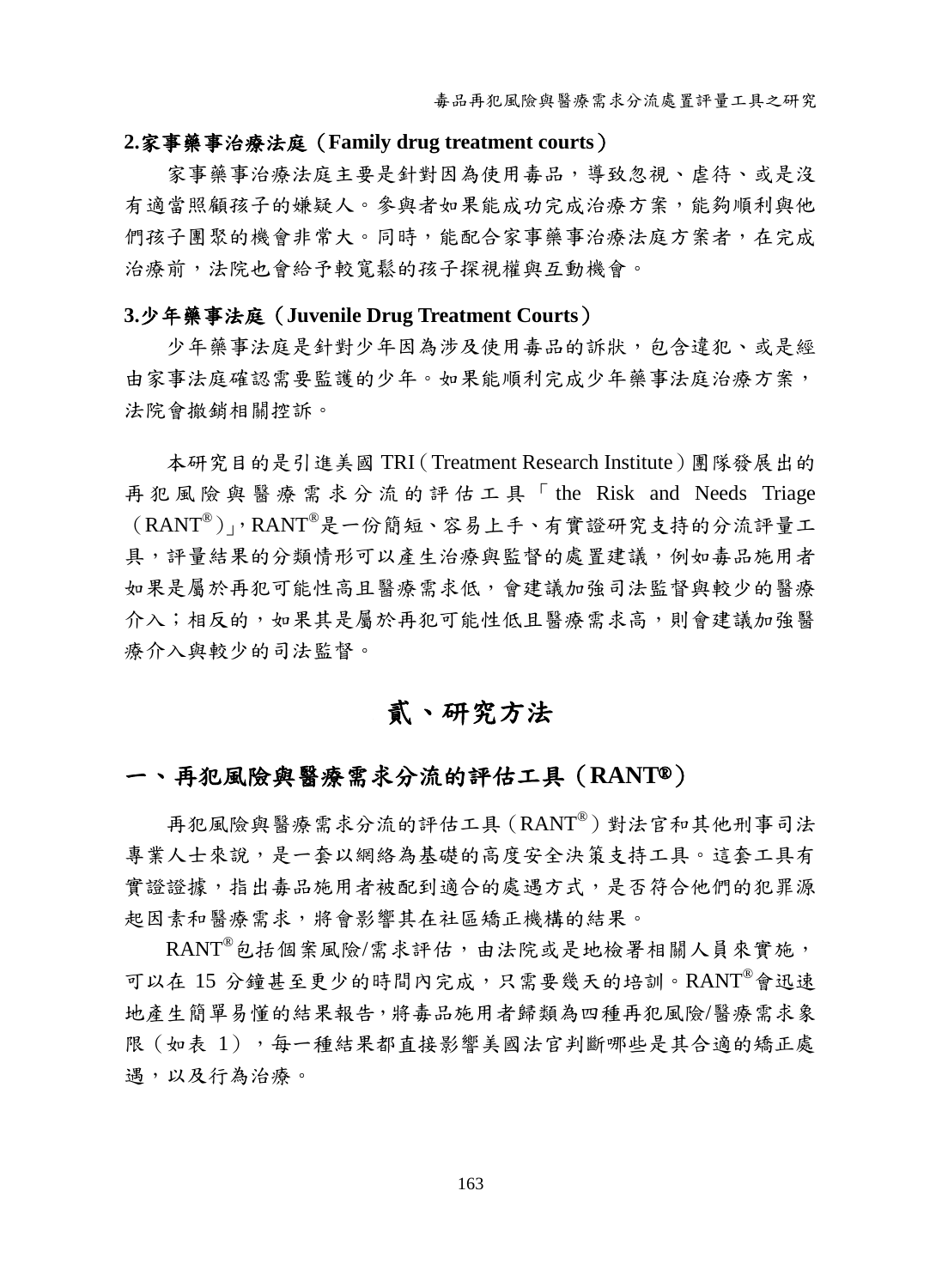**2.家事藥事治療法庭（Family drug treatment courts）**

家事藥事治療法庭主要是針對因為使用毒品，導致忽視、虐待、或是沒有適當照顧孩子的嫌疑人。參與者如果能成功完成治療方案，能夠順利與他們孩子團聚的機會非常大。同時，能配合家事藥事治療法庭方案者，在完成治療前，法院也會給予較寬鬆的孩子探視權與互動機會。

**3.少年藥事法庭（Juvenile Drug Treatment Courts）**

少年藥事法庭是針對少年因為涉及使用毒品的訴狀，包含違犯、或是經由家事法庭確認需要監護的少年。如果能順利完成少年藥事法庭治療方案，法院會撤銷相關控訴。

本研究目的是引進美國 TRI（Treatment Research Institute）團隊發展出的再犯風險與醫療需求分流的評估工具「the Risk and Needs Triage（RANT®）」，RANT®是一份簡短、容易上手、有實證研究支持的分流評量工具，評量結果的分類情形可以產生治療與監督的處置建議，例如毒品施用者如果是屬於再犯可能性高且醫療需求低，會建議加強司法監督與較少的醫療介入；相反的，如果其是屬於再犯可能性低且醫療需求高，則會建議加強醫療介入與較少的司法監督。

# 貳、研究方法

## 一、再犯風險與醫療需求分流的評估工具（RANT®）

再犯風險與醫療需求分流的評估工具（RANT®）對法官和其他刑事司法專業人士來說，是一套以網絡為基礎的高度安全決策支持工具。這套工具有實證證據，指出毒品施用者被配到適合的處遇方式，是否符合他們的犯罪源起因素和醫療需求，將會影響其在社區矯正機構的結果。

RANT®包括個案風險/需求評估，由法院或是地檢署相關人員來實施，可以在 15 分鐘甚至更少的時間內完成，只需要幾天的培訓。RANT®會迅速地產生簡單易懂的結果報告，將毒品施用者歸類為四種再犯風險/醫療需求象限（如表 1），每一種結果都直接影響美國法官判斷哪些是其合適的矯正處遇，以及行為治療。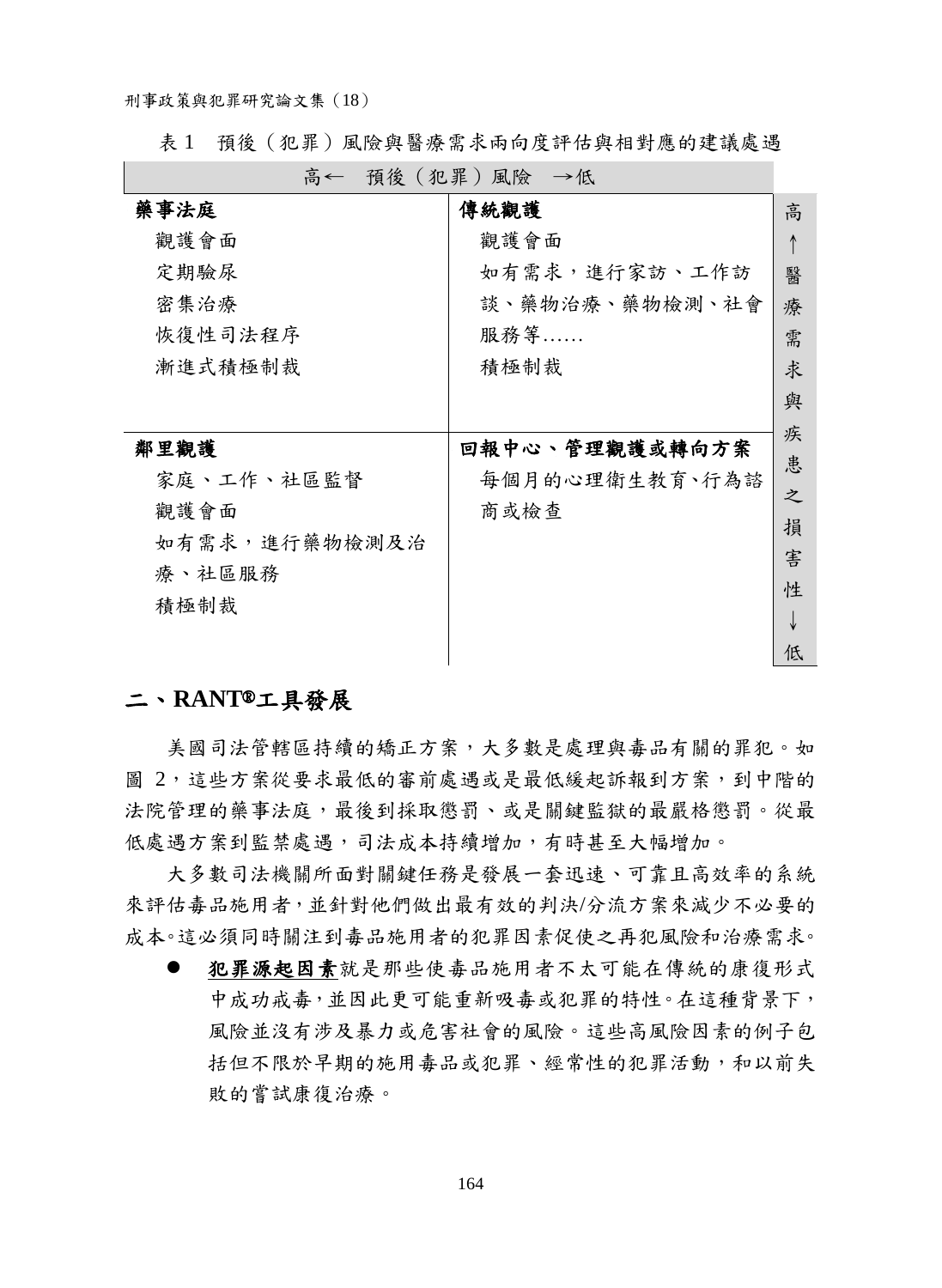表 1　預後（犯罪）風險與醫療需求兩向度評估與相對應的建議處遇

| 高← 預後（犯罪）風險 →低 | | |
|---|---|---|
| **藥事法庭**<br>觀護會面<br>定期驗尿<br>密集治療<br>恢復性司法程序<br>漸進式積極制裁 | **傳統觀護**<br>觀護會面<br>如有需求，進行家訪、工作訪談、藥物治療、藥物檢測、社會服務等……<br>積極制裁 | 高<br>↑<br>醫療需求與疾患之損害性<br>↓<br>低 |
| **鄰里觀護**<br>家庭、工作、社區監督<br>觀護會面<br>如有需求，進行藥物檢測及治療、社區服務<br>積極制裁 | **回報中心、管理觀護或轉向方案**<br>每個月的心理衛生教育、行為諮商或檢查 | |

## 二、RANT®工具發展

美國司法管轄區持續的矯正方案，大多數是處理與毒品有關的罪犯。如圖 2，這些方案從要求最低的審前處遇或是最低緩起訴報到方案，到中階的法院管理的藥事法庭，最後到採取懲罰、或是關鍵監獄的最嚴格懲罰。從最低處遇方案到監禁處遇，司法成本持續增加，有時甚至大幅增加。

大多數司法機關所面對關鍵任務是發展一套迅速、可靠且高效率的系統來評估毒品施用者，並針對他們做出最有效的判決/分流方案來減少不必要的成本。這必須同時關注到毒品施用者的犯罪因素促使之再犯風險和治療需求。

- **犯罪源起因素**就是那些使毒品施用者不太可能在傳統的康復形式中成功戒毒，並因此更可能重新吸毒或犯罪的特性。在這種背景下，風險並沒有涉及暴力或危害社會的風險。這些高風險因素的例子包括但不限於早期的施用毒品或犯罪、經常性的犯罪活動，和以前失敗的嘗試康復治療。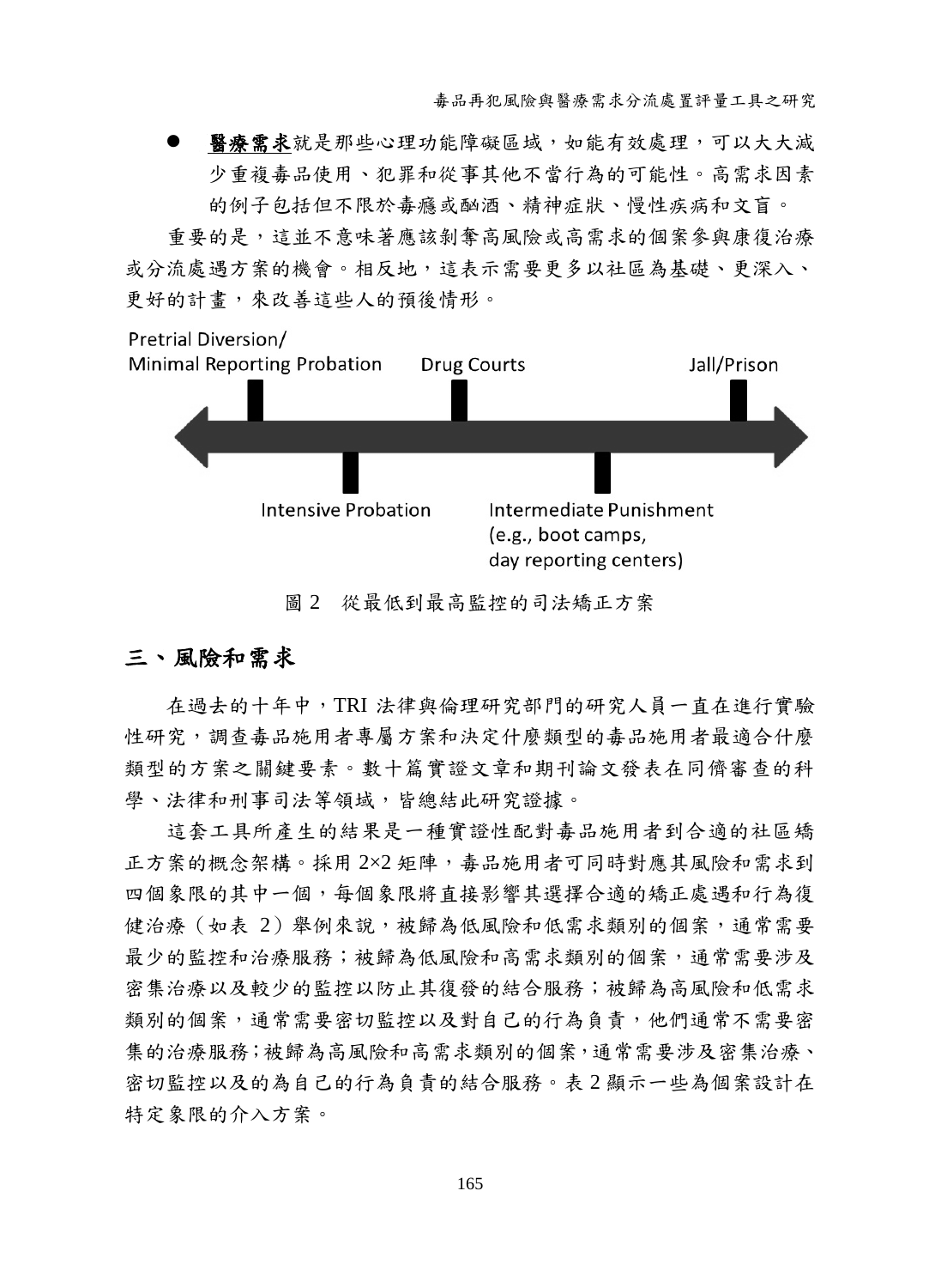- **<u>醫療需求</u>**就是那些心理功能障礙區域，如能有效處理，可以大大減少重複毒品使用、犯罪和從事其他不當行為的可能性。高需求因素的例子包括但不限於毒癮或酗酒、精神症狀、慢性疾病和文盲。

重要的是，這並不意味著應該剝奪高風險或高需求的個案參與康復治療或分流處遇方案的機會。相反地，這表示需要更多以社區為基礎、更深入、更好的計畫，來改善這些人的預後情形。

Pretrial Diversion/ Minimal Reporting Probation　Drug Courts　Jall/Prison

Intensive Probation　Intermediate Punishment (e.g., boot camps, day reporting centers)

圖 2　從最低到最高監控的司法矯正方案

## 三、風險和需求

在過去的十年中，TRI 法律與倫理研究部門的研究人員一直在進行實驗性研究，調查毒品施用者專屬方案和決定什麼類型的毒品施用者最適合什麼類型的方案之關鍵要素。數十篇實證文章和期刊論文發表在同儕審查的科學、法律和刑事司法等領域，皆總結此研究證據。

這套工具所產生的結果是一種實證性配對毒品施用者到合適的社區矯正方案的概念架構。採用 2×2 矩陣，毒品施用者可同時對應其風險和需求到四個象限的其中一個，每個象限將直接影響其選擇合適的矯正處遇和行為復健治療（如表 2）舉例來說，被歸為低風險和低需求類別的個案，通常需要最少的監控和治療服務；被歸為低風險和高需求類別的個案，通常需要涉及密集治療以及較少的監控以防止其復發的結合服務；被歸為高風險和低需求類別的個案，通常需要密切監控以及對自己的行為負責，他們通常不需要密集的治療服務；被歸為高風險和高需求類別的個案，通常需要涉及密集治療、密切監控以及的為自己的行為負責的結合服務。表 2 顯示一些為個案設計在特定象限的介入方案。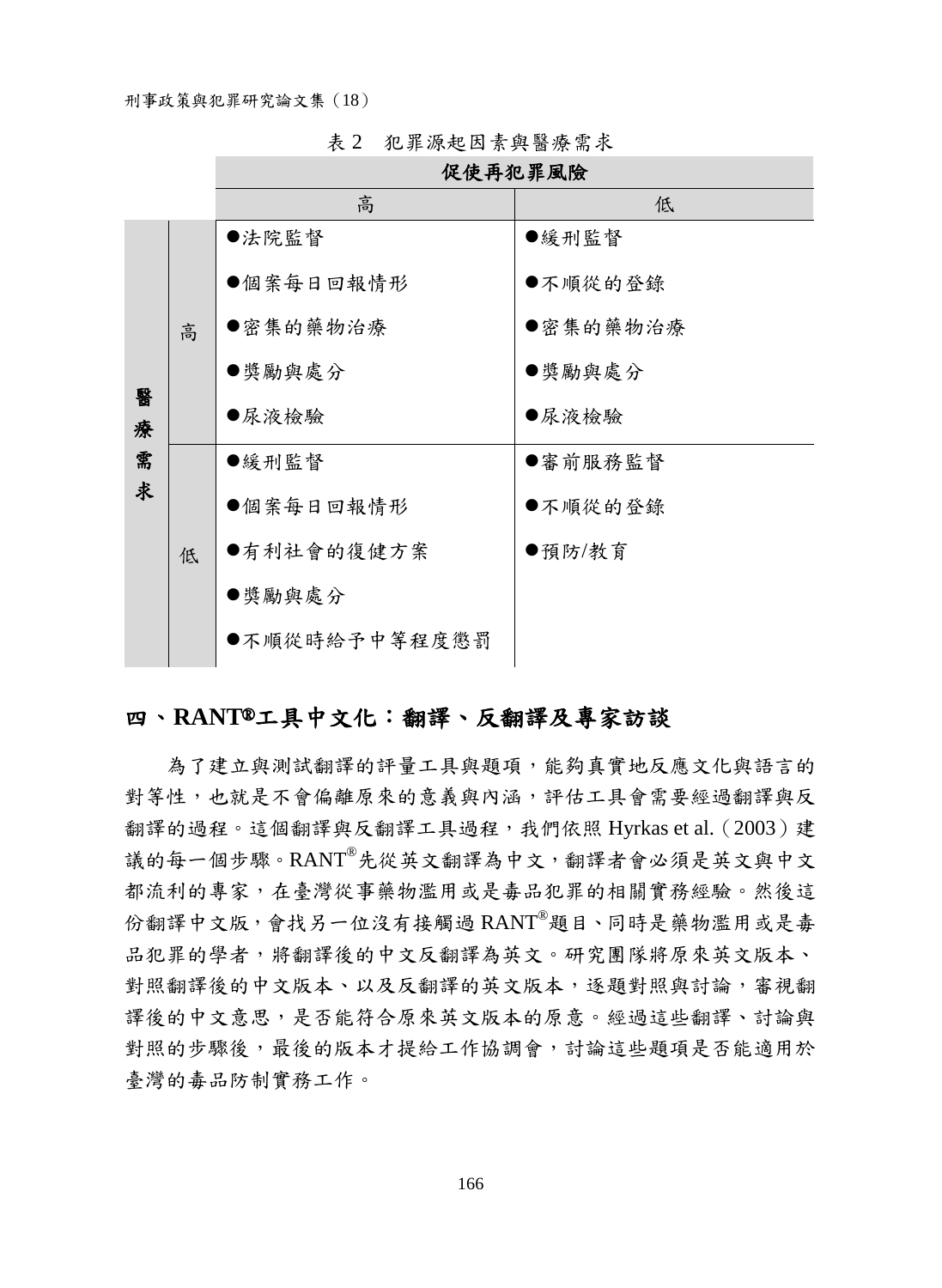表 2　犯罪源起因素與醫療需求

| | | 促使再犯罪風險 | |
|---|---|---|---|
| | | 高 | 低 |
| 醫療需求 | 高 | ●法院監督<br>●個案每日回報情形<br>●密集的藥物治療<br>●獎勵與處分<br>●尿液檢驗 | ●緩刑監督<br>●不順從的登錄<br>●密集的藥物治療<br>●獎勵與處分<br>●尿液檢驗 |
| | 低 | ●緩刑監督<br>●個案每日回報情形<br>●有利社會的復健方案<br>●獎勵與處分<br>●不順從時給予中等程度懲罰 | ●審前服務監督<br>●不順從的登錄<br>●預防/教育 |

## 四、RANT®工具中文化：翻譯、反翻譯及專家訪談

為了建立與測試翻譯的評量工具與題項，能夠真實地反應文化與語言的對等性，也就是不會偏離原來的意義與內涵，評估工具會需要經過翻譯與反翻譯的過程。這個翻譯與反翻譯工具過程，我們依照 Hyrkas et al.（2003）建議的每一個步驟。RANT®先從英文翻譯為中文，翻譯者會必須是英文與中文都流利的專家，在臺灣從事藥物濫用或是毒品犯罪的相關實務經驗。然後這份翻譯中文版，會找另一位沒有接觸過 RANT®題目、同時是藥物濫用或是毒品犯罪的學者，將翻譯後的中文反翻譯為英文。研究團隊將原來英文版本、對照翻譯後的中文版本、以及反翻譯的英文版本，逐題對照與討論，審視翻譯後的中文意思，是否能符合原來英文版本的原意。經過這些翻譯、討論與對照的步驟後，最後的版本才提給工作協調會，討論這些題項是否能適用於臺灣的毒品防制實務工作。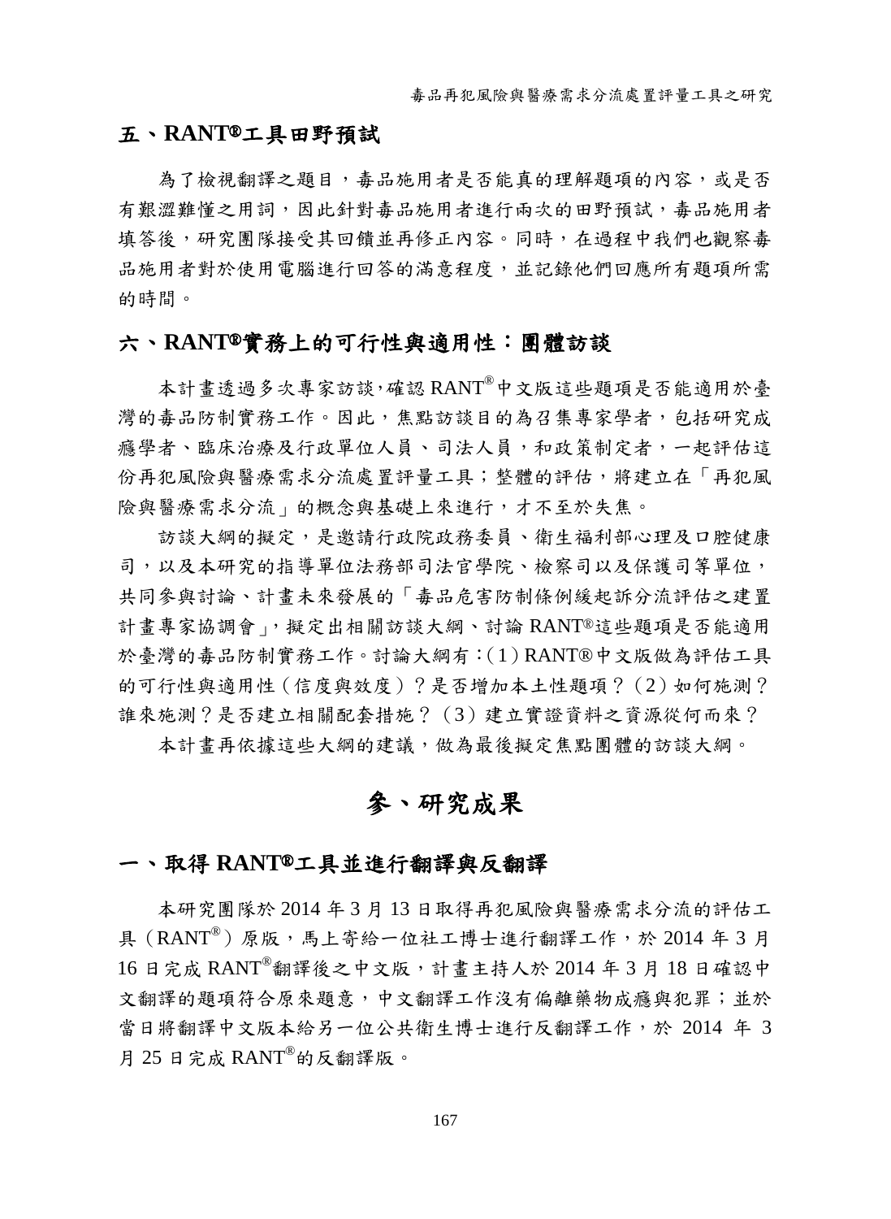## 五、RANT®工具田野預試

為了檢視翻譯之題目，毒品施用者是否能真的理解題項的內容，或是否有艱澀難懂之用詞，因此針對毒品施用者進行兩次的田野預試，毒品施用者填答後，研究團隊接受其回饋並再修正內容。同時，在過程中我們也觀察毒品施用者對於使用電腦進行回答的滿意程度，並記錄他們回應所有題項所需的時間。

## 六、RANT®實務上的可行性與適用性：團體訪談

本計畫透過多次專家訪談,確認 RANT®中文版這些題項是否能適用於臺灣的毒品防制實務工作。因此，焦點訪談目的為召集專家學者，包括研究成癮學者、臨床治療及行政單位人員、司法人員，和政策制定者，一起評估這份再犯風險與醫療需求分流處置評量工具；整體的評估，將建立在「再犯風險與醫療需求分流」的概念與基礎上來進行，才不至於失焦。

訪談大綱的擬定，是邀請行政院政務委員、衛生福利部心理及口腔健康司，以及本研究的指導單位法務部司法官學院、檢察司以及保護司等單位，共同參與討論、計畫未來發展的「毒品危害防制條例緩起訴分流評估之建置計畫專家協調會」,擬定出相關訪談大綱、討論 RANT®這些題項是否能適用於臺灣的毒品防制實務工作。討論大綱有:(1) RANT®中文版做為評估工具的可行性與適用性（信度與效度）？是否增加本土性題項？(2) 如何施測？誰來施測？是否建立相關配套措施？(3) 建立實證資料之資源從何而來？

本計畫再依據這些大綱的建議，做為最後擬定焦點團體的訪談大綱。

# 參、研究成果

## 一、取得 RANT®工具並進行翻譯與反翻譯

本研究團隊於 2014 年 3 月 13 日取得再犯風險與醫療需求分流的評估工具（RANT®）原版，馬上寄給一位社工博士進行翻譯工作，於 2014 年 3 月 16 日完成 RANT®翻譯後之中文版，計畫主持人於 2014 年 3 月 18 日確認中文翻譯的題項符合原來題意，中文翻譯工作沒有偏離藥物成癮與犯罪；並於當日將翻譯中文版本給另一位公共衛生博士進行反翻譯工作，於 2014 年 3 月 25 日完成 RANT®的反翻譯版。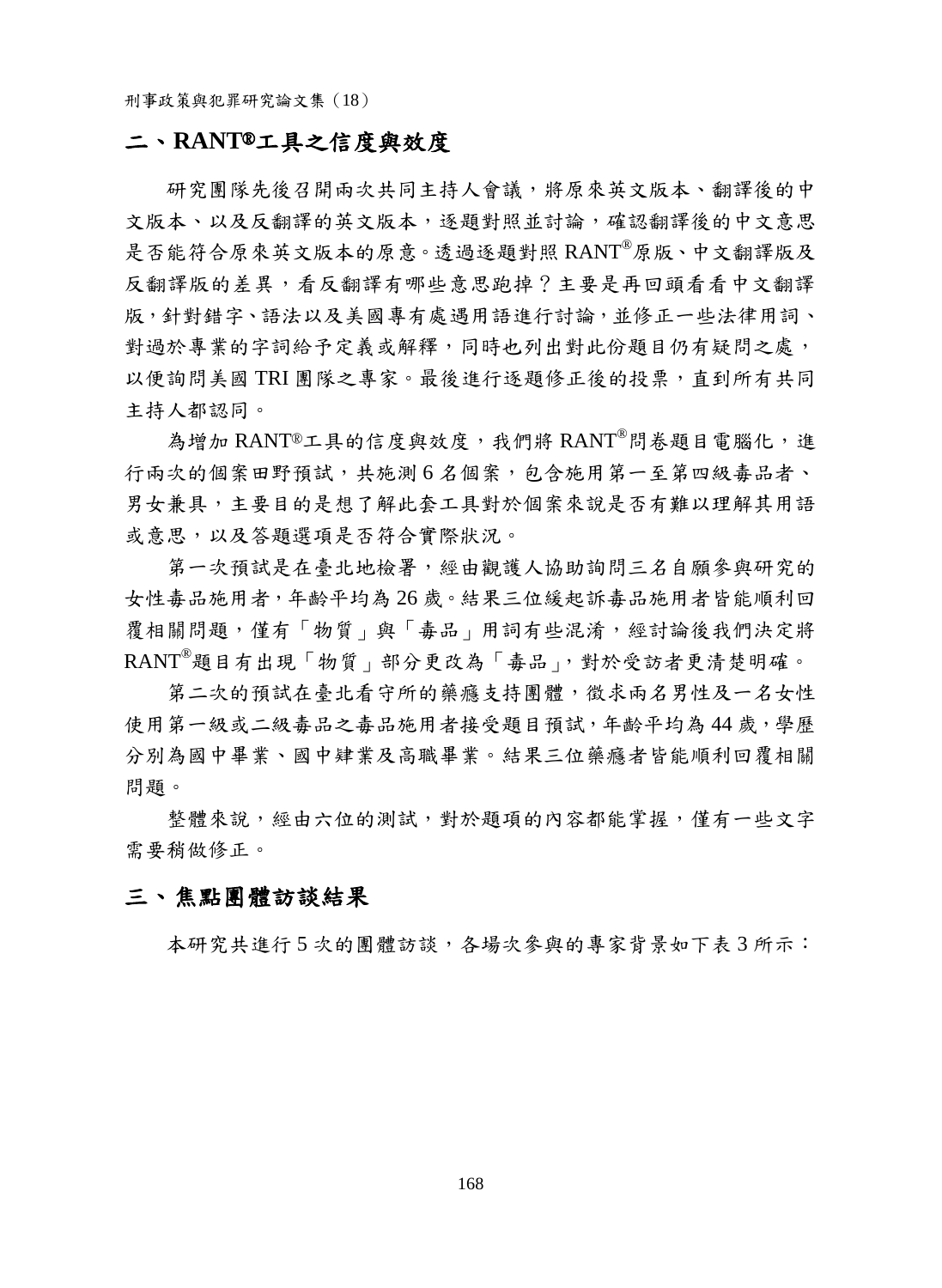## 二、RANT®工具之信度與效度

研究團隊先後召開兩次共同主持人會議，將原來英文版本、翻譯後的中文版本、以及反翻譯的英文版本，逐題對照並討論，確認翻譯後的中文意思是否能符合原來英文版本的原意。透過逐題對照 RANT®原版、中文翻譯版及反翻譯版的差異，看反翻譯有哪些意思跑掉？主要是再回頭看看中文翻譯版，針對錯字、語法以及美國專有處遇用語進行討論，並修正一些法律用詞、對過於專業的字詞給予定義或解釋，同時也列出對此份題目仍有疑問之處，以便詢問美國 TRI 團隊之專家。最後進行逐題修正後的投票，直到所有共同主持人都認同。

為增加 RANT®工具的信度與效度，我們將 RANT®問卷題目電腦化，進行兩次的個案田野預試，共施測 6 名個案，包含施用第一至第四級毒品者、男女兼具，主要目的是想了解此套工具對於個案來說是否有難以理解其用語或意思，以及答題選項是否符合實際狀況。

第一次預試是在臺北地檢署，經由觀護人協助詢問三名自願參與研究的女性毒品施用者，年齡平均為 26 歲。結果三位緩起訴毒品施用者皆能順利回覆相關問題，僅有「物質」與「毒品」用詞有些混淆，經討論後我們決定將 RANT®題目有出現「物質」部分更改為「毒品」，對於受訪者更清楚明確。

第二次的預試在臺北看守所的藥癮支持團體，徵求兩名男性及一名女性使用第一級或二級毒品之毒品施用者接受題目預試，年齡平均為 44 歲，學歷分別為國中畢業、國中肄業及高職畢業。結果三位藥癮者皆能順利回覆相關問題。

整體來說，經由六位的測試，對於題項的內容都能掌握，僅有一些文字需要稍做修正。

## 三、焦點團體訪談結果

本研究共進行 5 次的團體訪談，各場次參與的專家背景如下表 3 所示：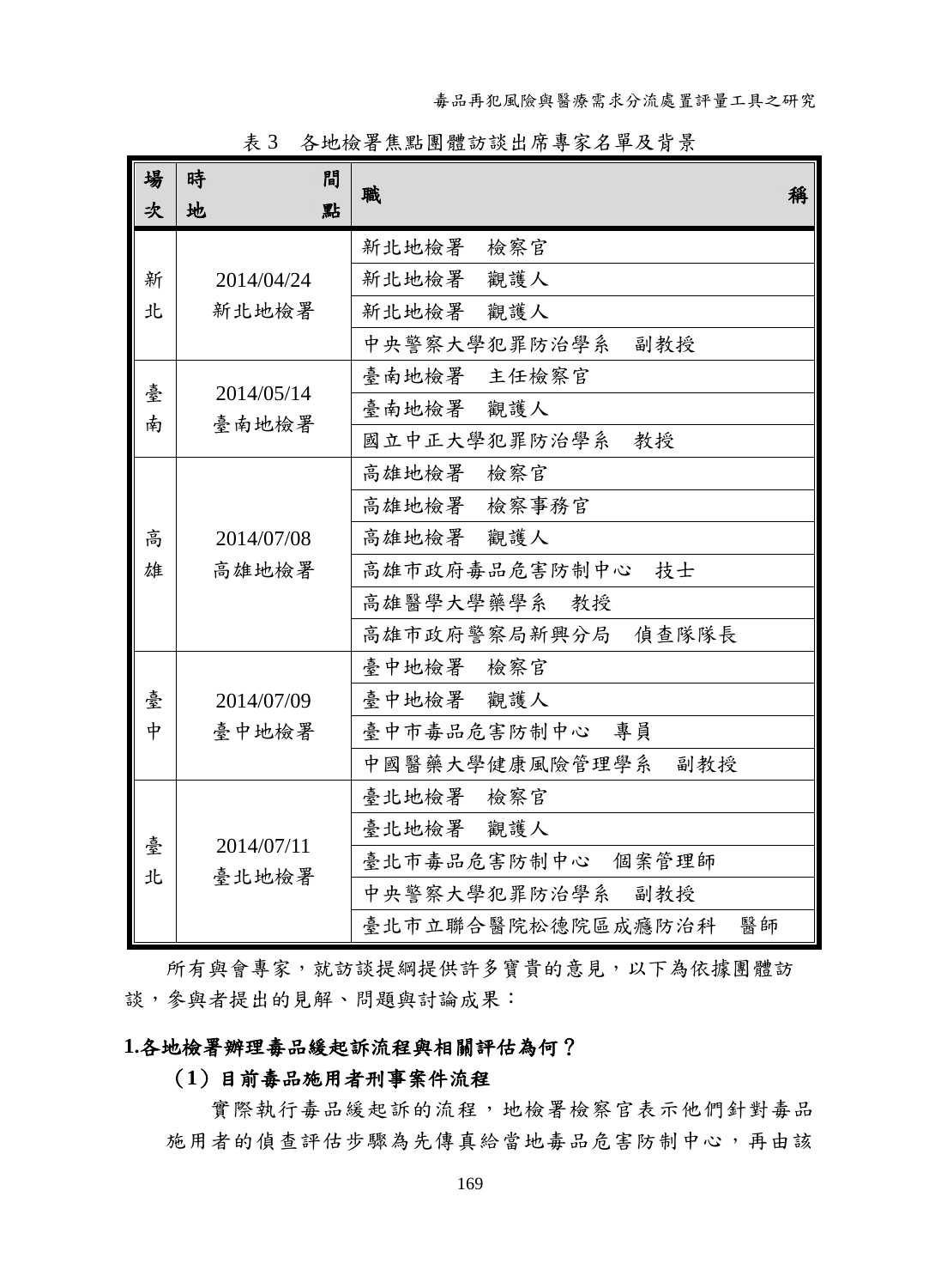表 3　各地檢署焦點團體訪談出席專家名單及背景

| 場次 | 時間地點 | 職稱 |
| --- | --- | --- |
| 新北 | 2014/04/24<br>新北地檢署 | 新北地檢署　檢察官 |
| | | 新北地檢署　觀護人 |
| | | 新北地檢署　觀護人 |
| | | 中央警察大學犯罪防治學系　副教授 |
| 臺南 | 2014/05/14<br>臺南地檢署 | 臺南地檢署　主任檢察官 |
| | | 臺南地檢署　觀護人 |
| | | 國立中正大學犯罪防治學系　教授 |
| 高雄 | 2014/07/08<br>高雄地檢署 | 高雄地檢署　檢察官 |
| | | 高雄地檢署　檢察事務官 |
| | | 高雄地檢署　觀護人 |
| | | 高雄市政府毒品危害防制中心　技士 |
| | | 高雄醫學大學藥學系　教授 |
| | | 高雄市政府警察局新興分局　偵查隊隊長 |
| 臺中 | 2014/07/09<br>臺中地檢署 | 臺中地檢署　檢察官 |
| | | 臺中地檢署　觀護人 |
| | | 臺中市毒品危害防制中心　專員 |
| | | 中國醫藥大學健康風險管理學系　副教授 |
| 臺北 | 2014/07/11<br>臺北地檢署 | 臺北地檢署　檢察官 |
| | | 臺北地檢署　觀護人 |
| | | 臺北市毒品危害防制中心　個案管理師 |
| | | 中央警察大學犯罪防治學系　副教授 |
| | | 臺北市立聯合醫院松德院區成癮防治科　醫師 |

所有與會專家，就訪談提綱提供許多寶貴的意見，以下為依據團體訪談，參與者提出的見解、問題與討論成果：

## 1.各地檢署辦理毒品緩起訴流程與相關評估為何？

### （1）目前毒品施用者刑事案件流程

實際執行毒品緩起訴的流程，地檢署檢察官表示他們針對毒品施用者的偵查評估步驟為先傳真給當地毒品危害防制中心，再由該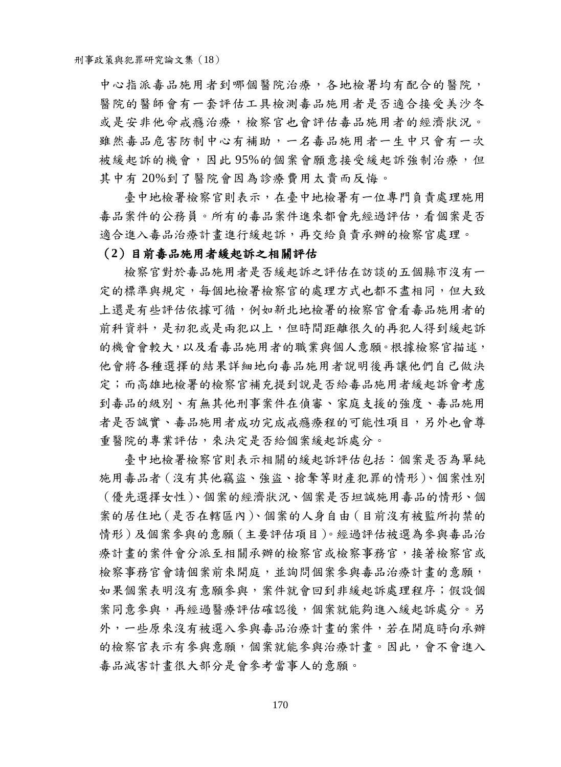中心指派毒品施用者到哪個醫院治療，各地檢署均有配合的醫院，醫院的醫師會有一套評估工具檢測毒品施用者是否適合接受美沙冬或是安非他命戒癮治療，檢察官也會評估毒品施用者的經濟狀況。雖然毒品危害防制中心有補助，一名毒品施用者一生中只會有一次被緩起訴的機會，因此 95%的個案會願意接受緩起訴強制治療，但其中有 20%到了醫院會因為診療費用太貴而反悔。

臺中地檢署檢察官則表示，在臺中地檢署有一位專門負責處理施用毒品案件的公務員。所有的毒品案件進來都會先經過評估，看個案是否適合進入毒品治療計畫進行緩起訴，再交給負責承辦的檢察官處理。

**（2）目前毒品施用者緩起訴之相關評估**

檢察官對於毒品施用者是否緩起訴之評估在訪談的五個縣市沒有一定的標準與規定，每個地檢署檢察官的處理方式也都不盡相同，但大致上還是有些評估依據可循，例如新北地檢署的檢察官會看毒品施用者的前科資料，是初犯或是兩犯以上，但時間距離很久的再犯人得到緩起訴的機會會較大，以及看毒品施用者的職業與個人意願。根據檢察官描述，他會將各種選擇的結果詳細地向毒品施用者說明後再讓他們自己做決定；而高雄地檢署的檢察官補充提到說是否給毒品施用者緩起訴會考慮到毒品的級別、有無其他刑事案件在偵審、家庭支援的強度、毒品施用者是否誠實、毒品施用者成功完成戒癮療程的可能性項目，另外也會尊重醫院的專業評估，來決定是否給個案緩起訴處分。

臺中地檢署檢察官則表示相關的緩起訴評估包括：個案是否為單純施用毒品者（沒有其他竊盜、強盜、搶奪等財產犯罪的情形）、個案性別（優先選擇女性）、個案的經濟狀況、個案是否坦誠施用毒品的情形、個案的居住地（是否在轄區內）、個案的人身自由（目前沒有被監所拘禁的情形）及個案參與的意願（主要評估項目）。經過評估被選為參與毒品治療計畫的案件會分派至相關承辦的檢察官或檢察事務官，接著檢察官或檢察事務官會請個案前來開庭，並詢問個案參與毒品治療計畫的意願，如果個案表明沒有意願參與，案件就會回到非緩起訴處理程序；假設個案同意參與，再經過醫療評估確認後，個案就能夠進入緩起訴處分。另外，一些原來沒有被選入參與毒品治療計畫的案件，若在開庭時向承辦的檢察官表示有參與意願，個案就能參與治療計畫。因此，會不會進入毒品減害計畫很大部分是會參考當事人的意願。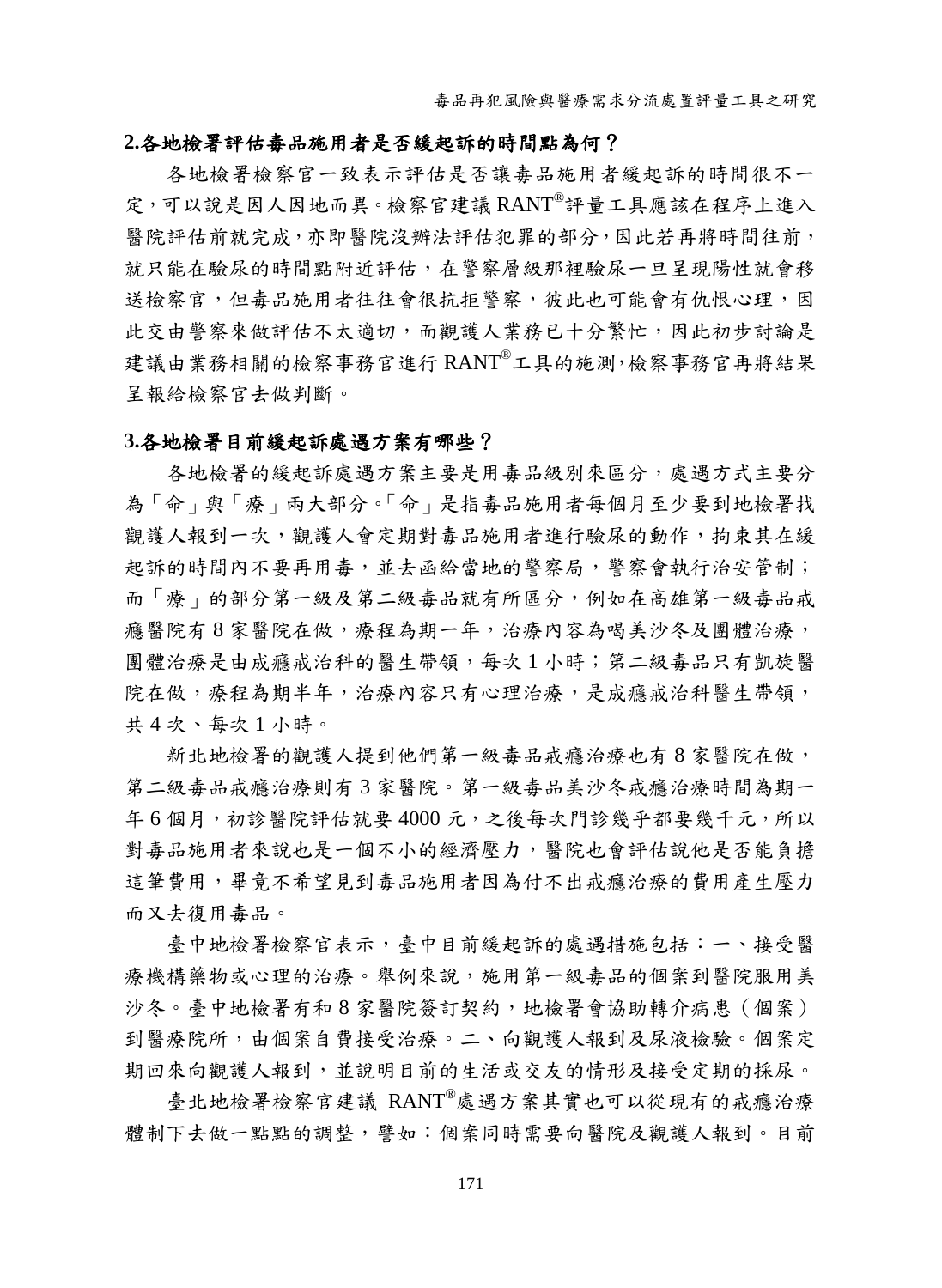### 2.各地檢署評估毒品施用者是否緩起訴的時間點為何？

各地檢署檢察官一致表示評估是否讓毒品施用者緩起訴的時間很不一定，可以說是因人因地而異。檢察官建議 RANT®評量工具應該在程序上進入醫院評估前就完成，亦即醫院沒辦法評估犯罪的部分，因此若再將時間往前，就只能在驗尿的時間點附近評估，在警察層級那裡驗尿一旦呈現陽性就會移送檢察官，但毒品施用者往往會很抗拒警察，彼此也可能會有仇恨心理，因此交由警察來做評估不太適切，而觀護人業務已十分繁忙，因此初步討論是建議由業務相關的檢察事務官進行 RANT®工具的施測，檢察事務官再將結果呈報給檢察官去做判斷。

### 3.各地檢署目前緩起訴處遇方案有哪些？

各地檢署的緩起訴處遇方案主要是用毒品級別來區分，處遇方式主要分為「命」與「療」兩大部分。「命」是指毒品施用者每個月至少要到地檢署找觀護人報到一次，觀護人會定期對毒品施用者進行驗尿的動作，拘束其在緩起訴的時間內不要再用毒，並去函給當地的警察局，警察會執行治安管制；而「療」的部分第一級及第二級毒品就有所區分，例如在高雄第一級毒品戒癮醫院有 8 家醫院在做，療程為期一年，治療內容為喝美沙冬及團體治療，團體治療是由成癮戒治科的醫生帶領，每次 1 小時；第二級毒品只有凱旋醫院在做，療程為期半年，治療內容只有心理治療，是成癮戒治科醫生帶領，共 4 次、每次 1 小時。

新北地檢署的觀護人提到他們第一級毒品戒癮治療也有 8 家醫院在做，第二級毒品戒癮治療則有 3 家醫院。第一級毒品美沙冬戒癮治療時間為期一年 6 個月，初診醫院評估就要 4000 元，之後每次門診幾乎都要幾千元，所以對毒品施用者來說也是一個不小的經濟壓力，醫院也會評估說他是否能負擔這筆費用，畢竟不希望見到毒品施用者因為付不出戒癮治療的費用產生壓力而又去復用毒品。

臺中地檢署檢察官表示，臺中目前緩起訴的處遇措施包括：一、接受醫療機構藥物或心理的治療。舉例來說，施用第一級毒品的個案到醫院服用美沙冬。臺中地檢署有和 8 家醫院簽訂契約，地檢署會協助轉介病患（個案）到醫療院所，由個案自費接受治療。二、向觀護人報到及尿液檢驗。個案定期回來向觀護人報到，並說明目前的生活或交友的情形及接受定期的採尿。

臺北地檢署檢察官建議 RANT®處遇方案其實也可以從現有的戒癮治療體制下去做一點點的調整，譬如：個案同時需要向醫院及觀護人報到。目前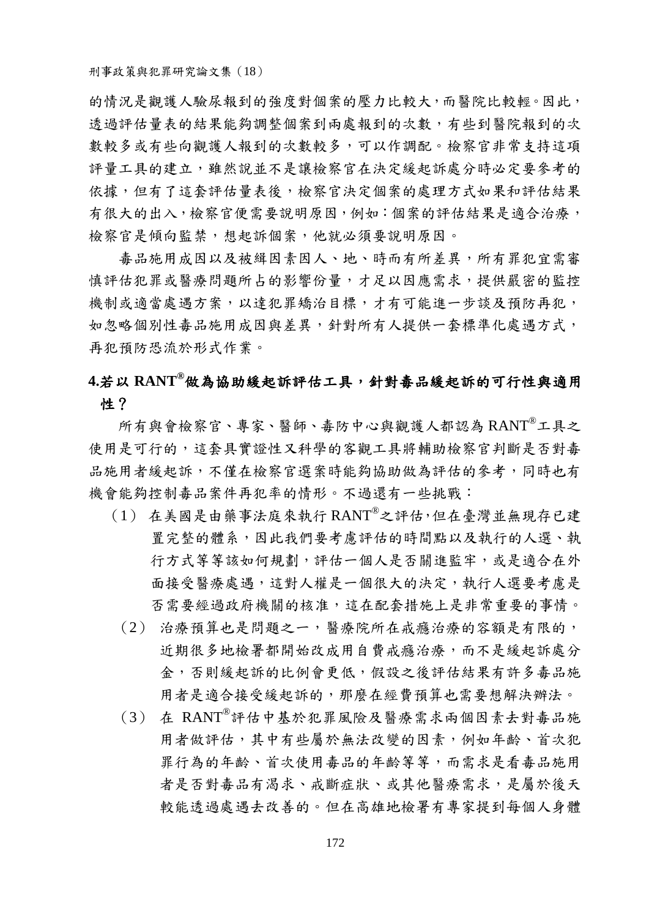的情況是觀護人驗尿報到的強度對個案的壓力比較大，而醫院比較輕。因此，透過評估量表的結果能夠調整個案到兩處報到的次數，有些到醫院報到的次數較多或有些向觀護人報到的次數較多，可以作調配。檢察官非常支持這項評量工具的建立，雖然說並不是讓檢察官在決定緩起訴處分時必定要參考的依據，但有了這套評估量表後，檢察官決定個案的處理方式如果和評估結果有很大的出入，檢察官便需要說明原因，例如：個案的評估結果是適合治療，檢察官是傾向監禁，想起訴個案，他就必須要說明原因。

毒品施用成因以及被緝因素因人、地、時而有所差異，所有罪犯宜需審慎評估犯罪或醫療問題所占的影響份量，才足以因應需求，提供嚴密的監控機制或適當處遇方案，以達犯罪矯治目標，才有可能進一步談及預防再犯，如忽略個別性毒品施用成因與差異，針對所有人提供一套標準化處遇方式，再犯預防恐流於形式作業。

### 4.若以 RANT®做為協助緩起訴評估工具，針對毒品緩起訴的可行性與適用性？

所有與會檢察官、專家、醫師、毒防中心與觀護人都認為 RANT®工具之使用是可行的，這套具實證性又科學的客觀工具將輔助檢察官判斷是否對毒品施用者緩起訴，不僅在檢察官選案時能夠協助做為評估的參考，同時也有機會能夠控制毒品案件再犯率的情形。不過還有一些挑戰：

（1） 在美國是由藥事法庭來執行 RANT®之評估，但在臺灣並無現存已建置完整的體系，因此我們要考慮評估的時間點以及執行的人選、執行方式等等該如何規劃，評估一個人是否關進監牢，或是適合在外面接受醫療處遇，這對人權是一個很大的決定，執行人選要考慮是否需要經過政府機關的核准，這在配套措施上是非常重要的事情。

（2） 治療預算也是問題之一，醫療院所在戒癮治療的容額是有限的，近期很多地檢署都開始改成用自費戒癮治療，而不是緩起訴處分金，否則緩起訴的比例會更低，假設之後評估結果有許多毒品施用者是適合接受緩起訴的，那麼在經費預算也需要想解決辦法。

（3） 在 RANT®評估中基於犯罪風險及醫療需求兩個因素去對毒品施用者做評估，其中有些屬於無法改變的因素，例如年齡、首次犯罪行為的年齡、首次使用毒品的年齡等等，而需求是看毒品施用者是否對毒品有渴求、戒斷症狀、或其他醫療需求，是屬於後天較能透過處遇去改善的。但在高雄地檢署有專家提到每個人身體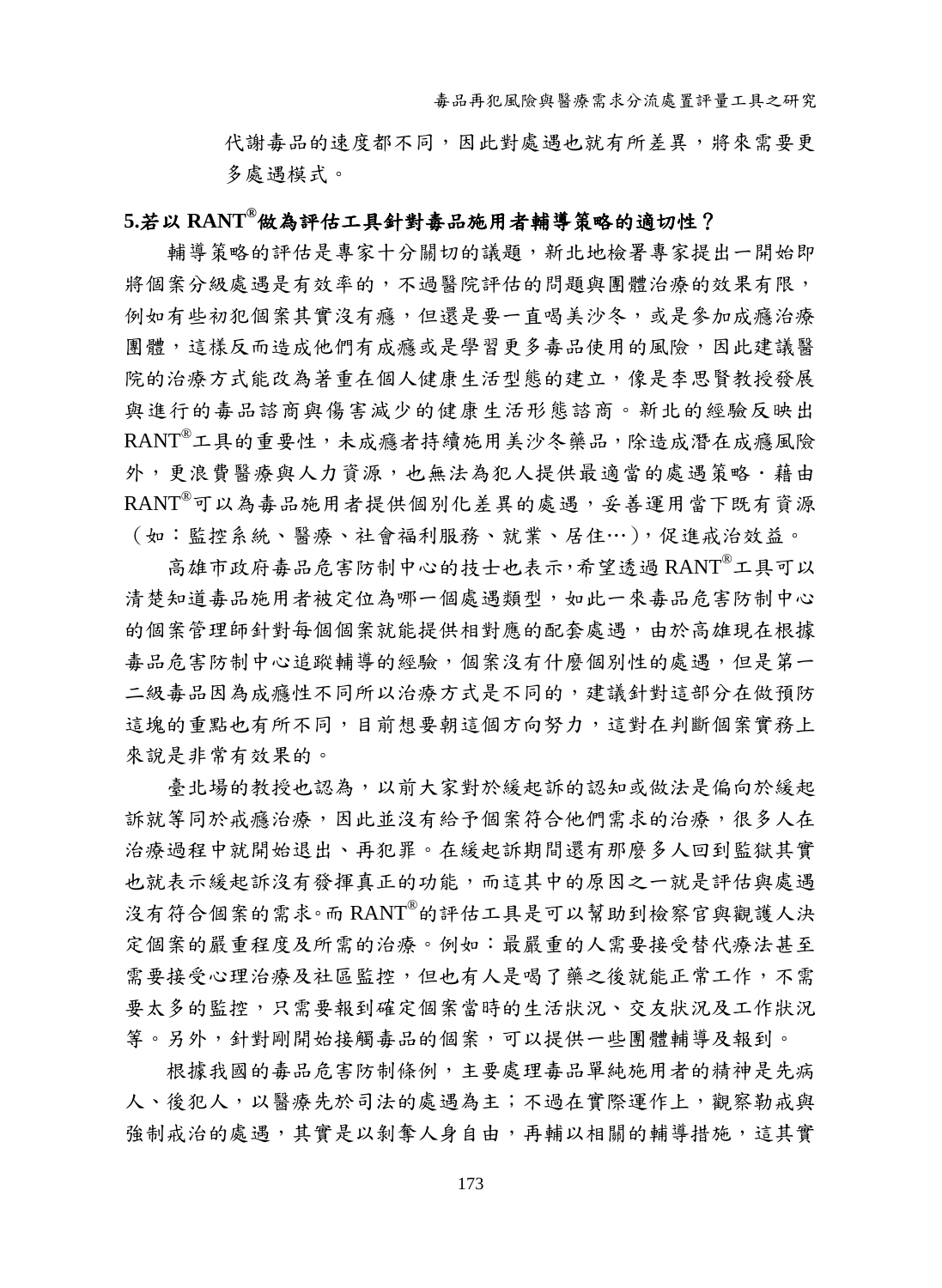代謝毒品的速度都不同，因此對處遇也就有所差異，將來需要更多處遇模式。

### 5.若以 RANT®做為評估工具針對毒品施用者輔導策略的適切性？

輔導策略的評估是專家十分關切的議題，新北地檢署專家提出一開始即將個案分級處遇是有效率的，不過醫院評估的問題與團體治療的效果有限，例如有些初犯個案其實沒有癮，但還是要一直喝美沙冬，或是參加成癮治療團體，這樣反而造成他們有成癮或是學習更多毒品使用的風險，因此建議醫院的治療方式能改為著重在個人健康生活型態的建立，像是李思賢教授發展與進行的毒品諮商與傷害減少的健康生活形態諮商。新北的經驗反映出 RANT®工具的重要性，未成癮者持續施用美沙冬藥品，除造成潛在成癮風險外，更浪費醫療與人力資源，也無法為犯人提供最適當的處遇策略．藉由 RANT®可以為毒品施用者提供個別化差異的處遇，妥善運用當下既有資源（如：監控系統、醫療、社會福利服務、就業、居住…），促進戒治效益。

高雄市政府毒品危害防制中心的技士也表示，希望透過 RANT®工具可以清楚知道毒品施用者被定位為哪一個處遇類型，如此一來毒品危害防制中心的個案管理師針對每個個案就能提供相對應的配套處遇，由於高雄現在根據毒品危害防制中心追蹤輔導的經驗，個案沒有什麼個別性的處遇，但是第一二級毒品因為成癮性不同所以治療方式是不同的，建議針對這部分在做預防這塊的重點也有所不同，目前想要朝這個方向努力，這對在判斷個案實務上來說是非常有效果的。

臺北場的教授也認為，以前大家對於緩起訴的認知或做法是偏向於緩起訴就等同於戒癮治療，因此並沒有給予個案符合他們需求的治療，很多人在治療過程中就開始退出、再犯罪。在緩起訴期間還有那麼多人回到監獄其實也就表示緩起訴沒有發揮真正的功能，而這其中的原因之一就是評估與處遇沒有符合個案的需求。而 RANT®的評估工具是可以幫助到檢察官與觀護人決定個案的嚴重程度及所需的治療。例如：最嚴重的人需要接受替代療法甚至需要接受心理治療及社區監控，但也有人是喝了藥之後就能正常工作，不需要太多的監控，只需要報到確定個案當時的生活狀況、交友狀況及工作狀況等。另外，針對剛開始接觸毒品的個案，可以提供一些團體輔導及報到。

根據我國的毒品危害防制條例，主要處理毒品單純施用者的精神是先病人、後犯人，以醫療先於司法的處遇為主；不過在實際運作上，觀察勒戒與強制戒治的處遇，其實是以剝奪人身自由，再輔以相關的輔導措施，這其實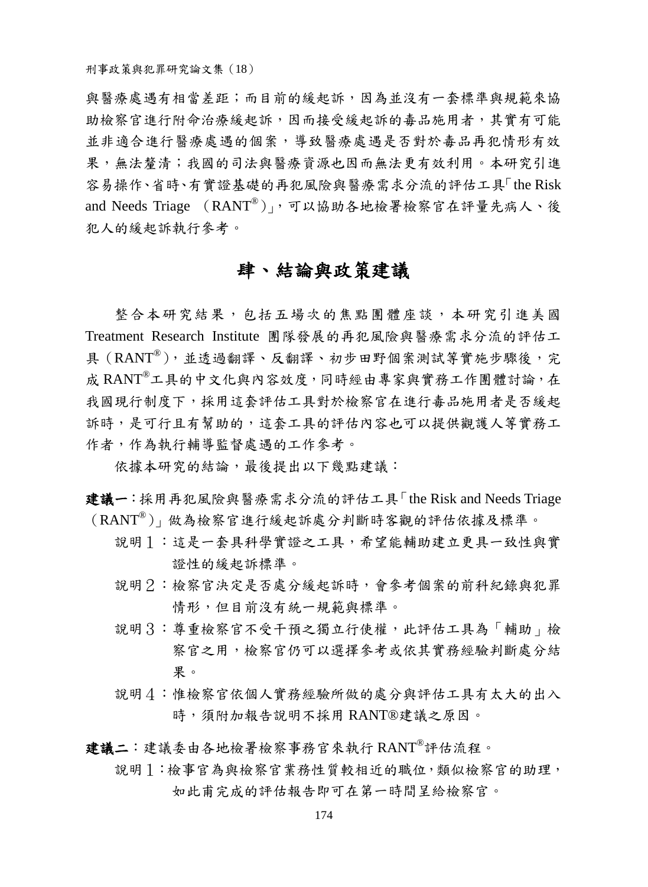與醫療處遇有相當差距；而目前的緩起訴，因為並沒有一套標準與規範來協助檢察官進行附命治療緩起訴，因而接受緩起訴的毒品施用者，其實有可能並非適合進行醫療處遇的個案，導致醫療處遇是否對於毒品再犯情形有效果，無法釐清；我國的司法與醫療資源也因而無法更有效利用。本研究引進容易操作、省時、有實證基礎的再犯風險與醫療需求分流的評估工具「the Risk and Needs Triage （RANT®）」，可以協助各地檢署檢察官在評量先病人、後犯人的緩起訴執行參考。

## 肆、結論與政策建議

整合本研究結果，包括五場次的焦點團體座談，本研究引進美國 Treatment Research Institute 團隊發展的再犯風險與醫療需求分流的評估工具（RANT®），並透過翻譯、反翻譯、初步田野個案測試等實施步驟後，完成 RANT®工具的中文化與內容效度，同時經由專家與實務工作團體討論，在我國現行制度下，採用這套評估工具對於檢察官在進行毒品施用者是否緩起訴時，是可行且有幫助的，這套工具的評估內容也可以提供觀護人等實務工作者，作為執行輔導監督處遇的工作參考。

依據本研究的結論，最後提出以下幾點建議：

**建議一**：採用再犯風險與醫療需求分流的評估工具「the Risk and Needs Triage （RANT®）」做為檢察官進行緩起訴處分判斷時客觀的評估依據及標準。

說明 1：這是一套具科學實證之工具，希望能輔助建立更具一致性與實證性的緩起訴標準。

說明 2：檢察官決定是否處分緩起訴時，會參考個案的前科紀錄與犯罪情形，但目前沒有統一規範與標準。

說明 3：尊重檢察官不受干預之獨立行使權，此評估工具為「輔助」檢察官之用，檢察官仍可以選擇參考或依其實務經驗判斷處分結果。

說明 4：惟檢察官依個人實務經驗所做的處分與評估工具有太大的出入時，須附加報告說明不採用 RANT®建議之原因。

**建議二**：建議委由各地檢署檢察事務官來執行 RANT®評估流程。

說明 1：檢事官為與檢察官業務性質較相近的職位，類似檢察官的助理，如此甫完成的評估報告即可在第一時間呈給檢察官。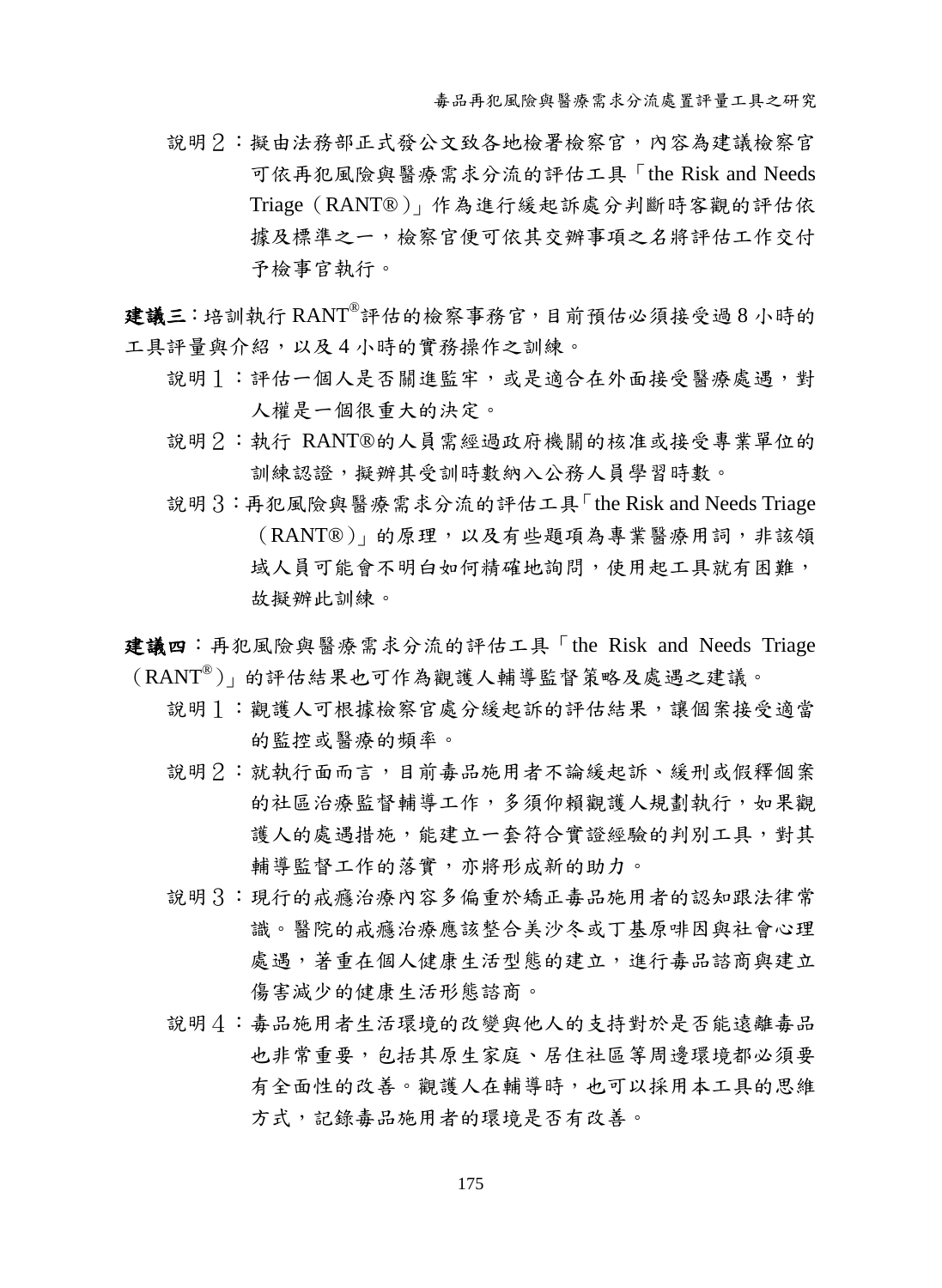說明２：擬由法務部正式發公文致各地檢署檢察官，內容為建議檢察官可依再犯風險與醫療需求分流的評估工具「the Risk and Needs Triage（RANT®）」作為進行緩起訴處分判斷時客觀的評估依據及標準之一，檢察官便可依其交辦事項之名將評估工作交付予檢事官執行。

**建議三**：培訓執行 RANT®評估的檢察事務官，目前預估必須接受過 8 小時的工具評量與介紹，以及 4 小時的實務操作之訓練。

說明１：評估一個人是否關進監牢，或是適合在外面接受醫療處遇，對人權是一個很重大的決定。

說明２：執行 RANT®的人員需經過政府機關的核准或接受專業單位的訓練認證，擬辦其受訓時數納入公務人員學習時數。

說明３：再犯風險與醫療需求分流的評估工具「the Risk and Needs Triage（RANT®）」的原理，以及有些題項為專業醫療用詞，非該領域人員可能會不明白如何精確地詢問，使用起工具就有困難，故擬辦此訓練。

**建議四**：再犯風險與醫療需求分流的評估工具「the Risk and Needs Triage（RANT®）」的評估結果也可作為觀護人輔導監督策略及處遇之建議。

說明１：觀護人可根據檢察官處分緩起訴的評估結果，讓個案接受適當的監控或醫療的頻率。

說明２：就執行面而言，目前毒品施用者不論緩起訴、緩刑或假釋個案的社區治療監督輔導工作，多須仰賴觀護人規劃執行，如果觀護人的處遇措施，能建立一套符合實證經驗的判別工具，對其輔導監督工作的落實，亦將形成新的助力。

說明３：現行的戒癮治療內容多偏重於矯正毒品施用者的認知跟法律常識。醫院的戒癮治療應該整合美沙冬或丁基原啡因與社會心理處遇，著重在個人健康生活型態的建立，進行毒品諮商與建立傷害減少的健康生活形態諮商。

說明４：毒品施用者生活環境的改變與他人的支持對於是否能遠離毒品也非常重要，包括其原生家庭、居住社區等周邊環境都必須要有全面性的改善。觀護人在輔導時，也可以採用本工具的思維方式，記錄毒品施用者的環境是否有改善。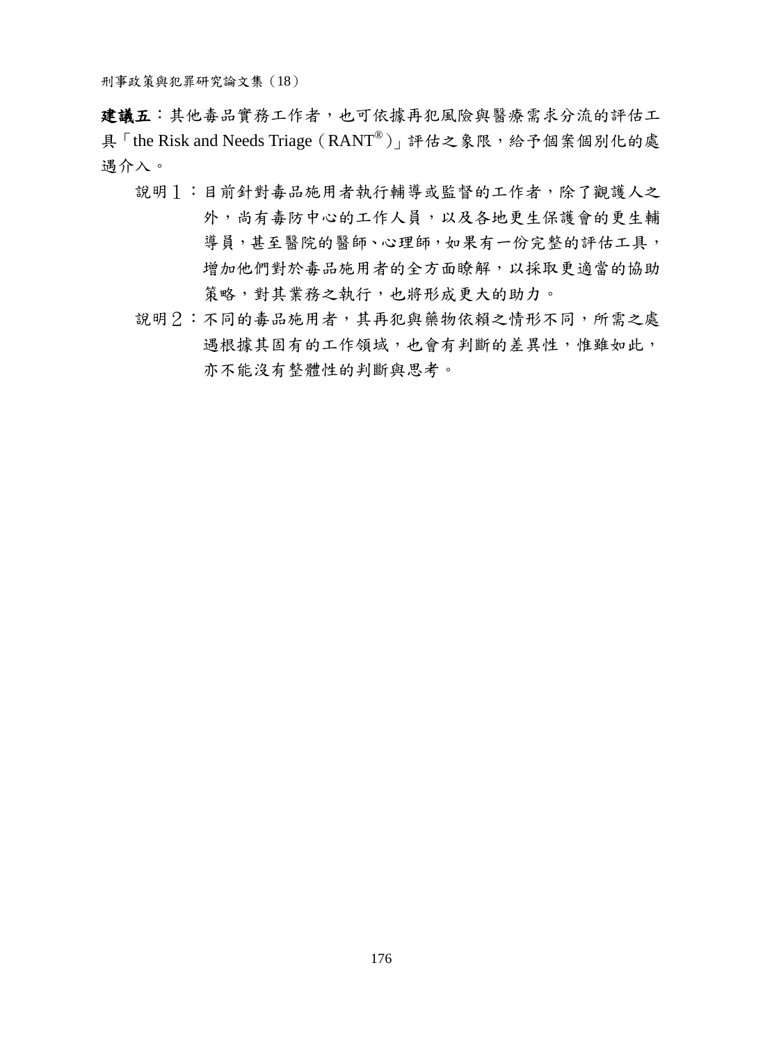**建議五**：其他毒品實務工作者，也可依據再犯風險與醫療需求分流的評估工具「the Risk and Needs Triage（RANT®）」評估之象限，給予個案個別化的處遇介入。

說明１：目前針對毒品施用者執行輔導或監督的工作者，除了觀護人之外，尚有毒防中心的工作人員，以及各地更生保護會的更生輔導員，甚至醫院的醫師、心理師，如果有一份完整的評估工具，增加他們對於毒品施用者的全方面瞭解，以採取更適當的協助策略，對其業務之執行，也將形成更大的助力。

說明２：不同的毒品施用者，其再犯與藥物依賴之情形不同，所需之處遇根據其固有的工作領域，也會有判斷的差異性，惟雖如此，亦不能沒有整體性的判斷與思考。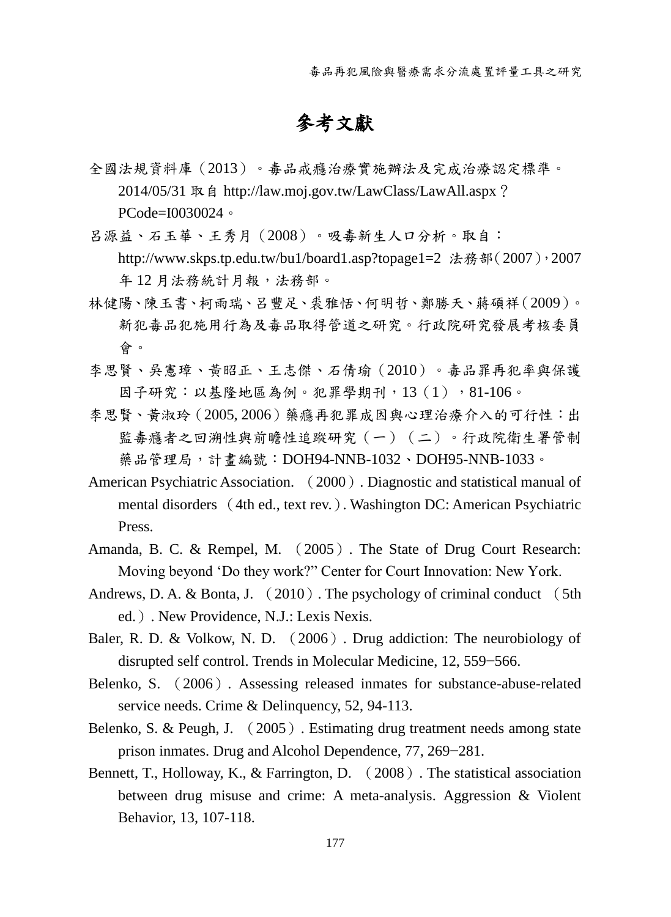# 參考文獻

全國法規資料庫（2013）。毒品戒癮治療實施辦法及完成治療認定標準。2014/05/31 取自 http://law.moj.gov.tw/LawClass/LawAll.aspx？PCode=I0030024。

呂源益、石玉華、王秀月（2008）。吸毒新生人口分析。取自：http://www.skps.tp.edu.tw/bu1/board1.asp?topage1=2 法務部（2007），2007 年 12 月法務統計月報，法務部。

林健陽、陳玉書、柯雨瑞、呂豐足、裘雅恬、何明哲、鄭勝天、蔣碩祥（2009）。新犯毒品犯施用行為及毒品取得管道之研究。行政院研究發展考核委員會。

李思賢、吳憲璋、黃昭正、王志傑、石倩瑜（2010）。毒品罪再犯率與保護因子研究：以基隆地區為例。犯罪學期刊，13（1），81-106。

李思賢、黃淑玲（2005, 2006）藥癮再犯罪成因與心理治療介入的可行性：出監毒癮者之回溯性與前瞻性追蹤研究（一）（二）。行政院衛生署管制藥品管理局，計畫編號：DOH94-NNB-1032、DOH95-NNB-1033。

American Psychiatric Association. （2000）. Diagnostic and statistical manual of mental disorders （4th ed., text rev.）. Washington DC: American Psychiatric Press.

Amanda, B. C. & Rempel, M. （2005）. The State of Drug Court Research: Moving beyond 'Do they work?" Center for Court Innovation: New York.

Andrews, D. A. & Bonta, J. （2010）. The psychology of criminal conduct （5th ed.）. New Providence, N.J.: Lexis Nexis.

Baler, R. D. & Volkow, N. D. （2006）. Drug addiction: The neurobiology of disrupted self control. Trends in Molecular Medicine, 12, 559−566.

Belenko, S. （2006）. Assessing released inmates for substance-abuse-related service needs. Crime & Delinquency, 52, 94-113.

Belenko, S. & Peugh, J. （2005）. Estimating drug treatment needs among state prison inmates. Drug and Alcohol Dependence, 77, 269−281.

Bennett, T., Holloway, K., & Farrington, D. （2008）. The statistical association between drug misuse and crime: A meta-analysis. Aggression & Violent Behavior, 13, 107-118.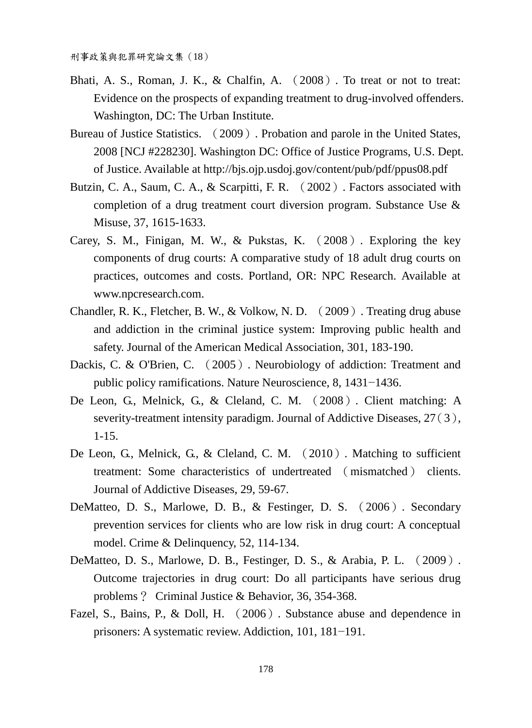Bhati, A. S., Roman, J. K., & Chalfin, A. （2008）. To treat or not to treat: Evidence on the prospects of expanding treatment to drug-involved offenders. Washington, DC: The Urban Institute.

Bureau of Justice Statistics. （2009）. Probation and parole in the United States, 2008 [NCJ #228230]. Washington DC: Office of Justice Programs, U.S. Dept. of Justice. Available at http://bjs.ojp.usdoj.gov/content/pub/pdf/ppus08.pdf

Butzin, C. A., Saum, C. A., & Scarpitti, F. R. （2002）. Factors associated with completion of a drug treatment court diversion program. Substance Use & Misuse, 37, 1615-1633.

Carey, S. M., Finigan, M. W., & Pukstas, K. （2008）. Exploring the key components of drug courts: A comparative study of 18 adult drug courts on practices, outcomes and costs. Portland, OR: NPC Research. Available at www.npcresearch.com.

Chandler, R. K., Fletcher, B. W., & Volkow, N. D. （2009）. Treating drug abuse and addiction in the criminal justice system: Improving public health and safety. Journal of the American Medical Association, 301, 183-190.

Dackis, C. & O'Brien, C. （2005）. Neurobiology of addiction: Treatment and public policy ramifications. Nature Neuroscience, 8, 1431−1436.

De Leon, G., Melnick, G., & Cleland, C. M. （2008）. Client matching: A severity-treatment intensity paradigm. Journal of Addictive Diseases, 27（3）, 1-15.

De Leon, G., Melnick, G., & Cleland, C. M. （2010）. Matching to sufficient treatment: Some characteristics of undertreated （mismatched） clients. Journal of Addictive Diseases, 29, 59-67.

DeMatteo, D. S., Marlowe, D. B., & Festinger, D. S. （2006）. Secondary prevention services for clients who are low risk in drug court: A conceptual model. Crime & Delinquency, 52, 114-134.

DeMatteo, D. S., Marlowe, D. B., Festinger, D. S., & Arabia, P. L. （2009）. Outcome trajectories in drug court: Do all participants have serious drug problems？ Criminal Justice & Behavior, 36, 354-368.

Fazel, S., Bains, P., & Doll, H. （2006）. Substance abuse and dependence in prisoners: A systematic review. Addiction, 101, 181−191.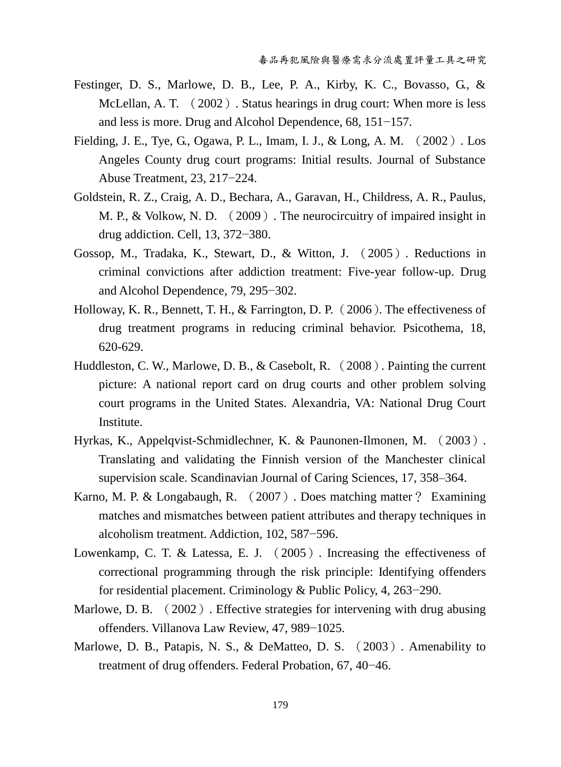Festinger, D. S., Marlowe, D. B., Lee, P. A., Kirby, K. C., Bovasso, G., & McLellan, A. T. （2002）. Status hearings in drug court: When more is less and less is more. Drug and Alcohol Dependence, 68, 151−157.

Fielding, J. E., Tye, G., Ogawa, P. L., Imam, I. J., & Long, A. M. （2002）. Los Angeles County drug court programs: Initial results. Journal of Substance Abuse Treatment, 23, 217−224.

Goldstein, R. Z., Craig, A. D., Bechara, A., Garavan, H., Childress, A. R., Paulus, M. P., & Volkow, N. D. （2009）. The neurocircuitry of impaired insight in drug addiction. Cell, 13, 372−380.

Gossop, M., Tradaka, K., Stewart, D., & Witton, J. （2005）. Reductions in criminal convictions after addiction treatment: Five-year follow-up. Drug and Alcohol Dependence, 79, 295−302.

Holloway, K. R., Bennett, T. H., & Farrington, D. P.（2006）. The effectiveness of drug treatment programs in reducing criminal behavior. Psicothema, 18, 620-629.

Huddleston, C. W., Marlowe, D. B., & Casebolt, R. （2008）. Painting the current picture: A national report card on drug courts and other problem solving court programs in the United States. Alexandria, VA: National Drug Court Institute.

Hyrkas, K., Appelqvist-Schmidlechner, K. & Paunonen-Ilmonen, M. （2003）. Translating and validating the Finnish version of the Manchester clinical supervision scale. Scandinavian Journal of Caring Sciences, 17, 358–364.

Karno, M. P. & Longabaugh, R. （2007）. Does matching matter？ Examining matches and mismatches between patient attributes and therapy techniques in alcoholism treatment. Addiction, 102, 587−596.

Lowenkamp, C. T. & Latessa, E. J. （2005）. Increasing the effectiveness of correctional programming through the risk principle: Identifying offenders for residential placement. Criminology & Public Policy, 4, 263−290.

Marlowe, D. B. （2002）. Effective strategies for intervening with drug abusing offenders. Villanova Law Review, 47, 989−1025.

Marlowe, D. B., Patapis, N. S., & DeMatteo, D. S. （2003）. Amenability to treatment of drug offenders. Federal Probation, 67, 40−46.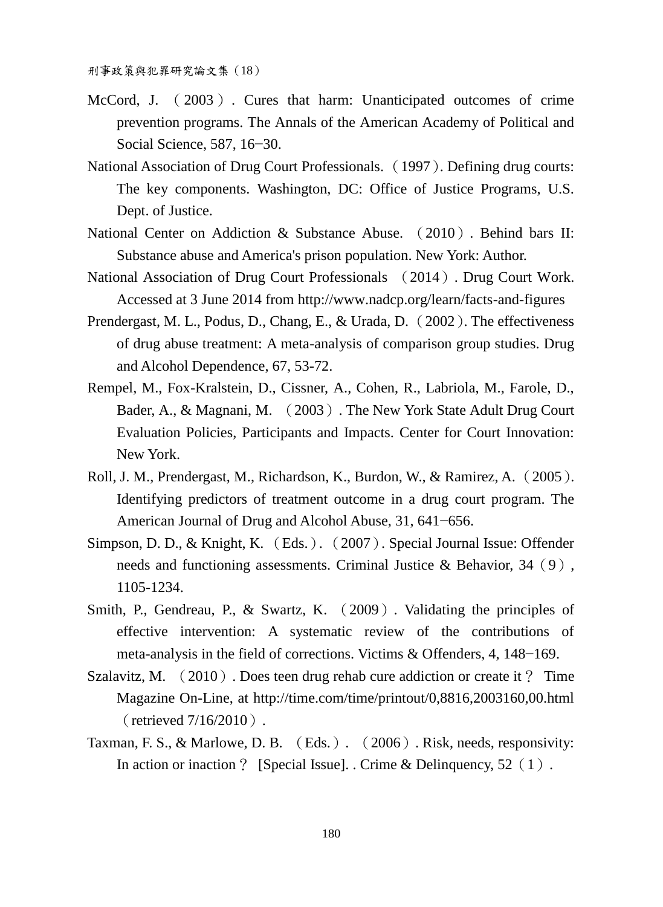McCord, J. （2003）. Cures that harm: Unanticipated outcomes of crime prevention programs. The Annals of the American Academy of Political and Social Science, 587, 16−30.

National Association of Drug Court Professionals.（1997）. Defining drug courts: The key components. Washington, DC: Office of Justice Programs, U.S. Dept. of Justice.

National Center on Addiction & Substance Abuse. （2010）. Behind bars II: Substance abuse and America's prison population. New York: Author.

National Association of Drug Court Professionals （2014）. Drug Court Work. Accessed at 3 June 2014 from http://www.nadcp.org/learn/facts-and-figures

Prendergast, M. L., Podus, D., Chang, E., & Urada, D.（2002）. The effectiveness of drug abuse treatment: A meta-analysis of comparison group studies. Drug and Alcohol Dependence, 67, 53-72.

Rempel, M., Fox-Kralstein, D., Cissner, A., Cohen, R., Labriola, M., Farole, D., Bader, A., & Magnani, M. （2003）. The New York State Adult Drug Court Evaluation Policies, Participants and Impacts. Center for Court Innovation: New York.

Roll, J. M., Prendergast, M., Richardson, K., Burdon, W., & Ramirez, A.（2005）. Identifying predictors of treatment outcome in a drug court program. The American Journal of Drug and Alcohol Abuse, 31, 641−656.

Simpson, D. D., & Knight, K.（Eds.）.（2007）. Special Journal Issue: Offender needs and functioning assessments. Criminal Justice & Behavior, 34（9）, 1105-1234.

Smith, P., Gendreau, P., & Swartz, K. （2009）. Validating the principles of effective intervention: A systematic review of the contributions of meta-analysis in the field of corrections. Victims & Offenders, 4, 148−169.

Szalavitz, M. （2010）. Does teen drug rehab cure addiction or create it？ Time Magazine On-Line, at http://time.com/time/printout/0,8816,2003160,00.html（retrieved 7/16/2010）.

Taxman, F. S., & Marlowe, D. B. （Eds.）. （2006）. Risk, needs, responsivity: In action or inaction？ [Special Issue]. . Crime & Delinquency, 52（1）.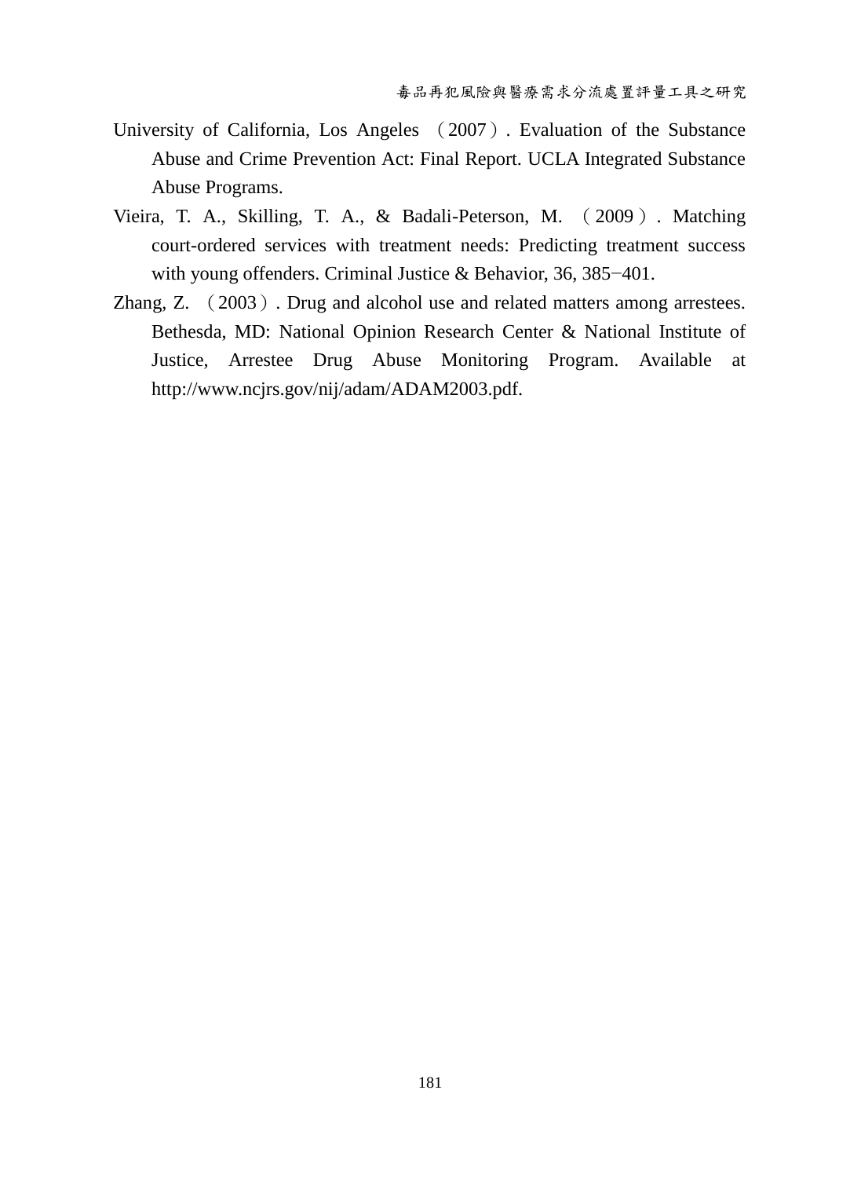University of California, Los Angeles （2007）. Evaluation of the Substance Abuse and Crime Prevention Act: Final Report. UCLA Integrated Substance Abuse Programs.

Vieira, T. A., Skilling, T. A., & Badali-Peterson, M. （2009）. Matching court-ordered services with treatment needs: Predicting treatment success with young offenders. Criminal Justice & Behavior, 36, 385−401.

Zhang, Z. （2003）. Drug and alcohol use and related matters among arrestees. Bethesda, MD: National Opinion Research Center & National Institute of Justice, Arrestee Drug Abuse Monitoring Program. Available at http://www.ncjrs.gov/nij/adam/ADAM2003.pdf.